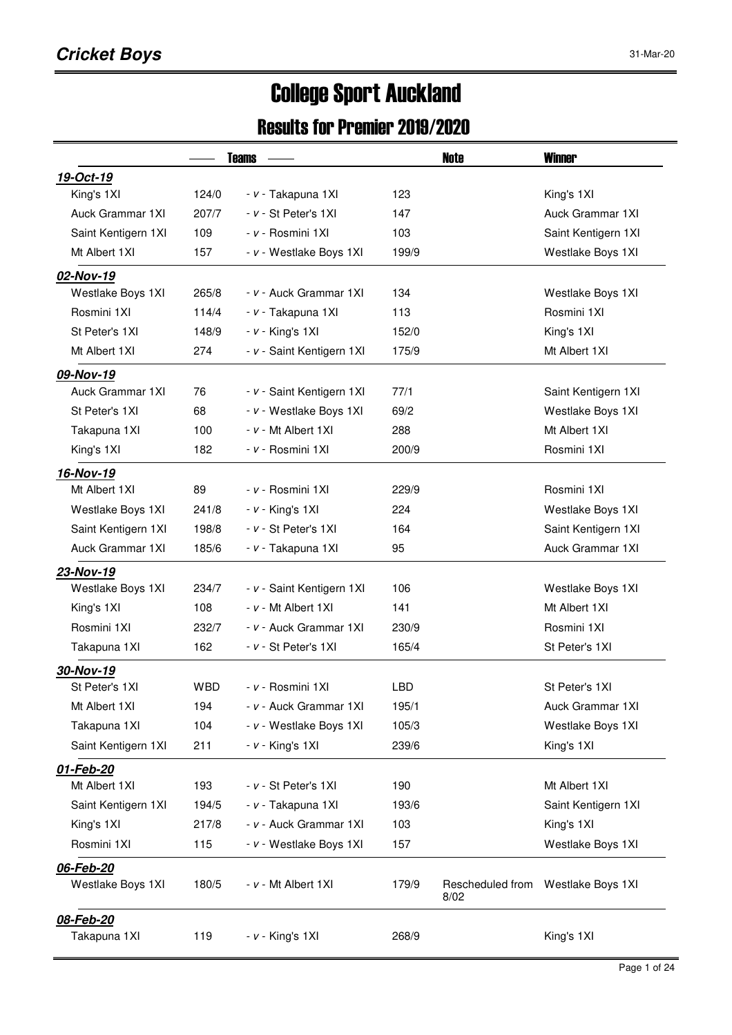**Cricket Boys**

# College Sport Auckland

## Results for Premier 2019/2020

| Teams | | | | Note | Winner |
|---|---|---|---|---|---|
| ***19-Oct-19*** | | | | | |
| King's 1XI | 124/0 | - v - Takapuna 1XI | 123 | | King's 1XI |
| Auck Grammar 1XI | 207/7 | - v - St Peter's 1XI | 147 | | Auck Grammar 1XI |
| Saint Kentigern 1XI | 109 | - v - Rosmini 1XI | 103 | | Saint Kentigern 1XI |
| Mt Albert 1XI | 157 | - v - Westlake Boys 1XI | 199/9 | | Westlake Boys 1XI |
| ***02-Nov-19*** | | | | | |
| Westlake Boys 1XI | 265/8 | - v - Auck Grammar 1XI | 134 | | Westlake Boys 1XI |
| Rosmini 1XI | 114/4 | - v - Takapuna 1XI | 113 | | Rosmini 1XI |
| St Peter's 1XI | 148/9 | - v - King's 1XI | 152/0 | | King's 1XI |
| Mt Albert 1XI | 274 | - v - Saint Kentigern 1XI | 175/9 | | Mt Albert 1XI |
| ***09-Nov-19*** | | | | | |
| Auck Grammar 1XI | 76 | - v - Saint Kentigern 1XI | 77/1 | | Saint Kentigern 1XI |
| St Peter's 1XI | 68 | - v - Westlake Boys 1XI | 69/2 | | Westlake Boys 1XI |
| Takapuna 1XI | 100 | - v - Mt Albert 1XI | 288 | | Mt Albert 1XI |
| King's 1XI | 182 | - v - Rosmini 1XI | 200/9 | | Rosmini 1XI |
| ***16-Nov-19*** | | | | | |
| Mt Albert 1XI | 89 | - v - Rosmini 1XI | 229/9 | | Rosmini 1XI |
| Westlake Boys 1XI | 241/8 | - v - King's 1XI | 224 | | Westlake Boys 1XI |
| Saint Kentigern 1XI | 198/8 | - v - St Peter's 1XI | 164 | | Saint Kentigern 1XI |
| Auck Grammar 1XI | 185/6 | - v - Takapuna 1XI | 95 | | Auck Grammar 1XI |
| ***23-Nov-19*** | | | | | |
| Westlake Boys 1XI | 234/7 | - v - Saint Kentigern 1XI | 106 | | Westlake Boys 1XI |
| King's 1XI | 108 | - v - Mt Albert 1XI | 141 | | Mt Albert 1XI |
| Rosmini 1XI | 232/7 | - v - Auck Grammar 1XI | 230/9 | | Rosmini 1XI |
| Takapuna 1XI | 162 | - v - St Peter's 1XI | 165/4 | | St Peter's 1XI |
| ***30-Nov-19*** | | | | | |
| St Peter's 1XI | WBD | - v - Rosmini 1XI | LBD | | St Peter's 1XI |
| Mt Albert 1XI | 194 | - v - Auck Grammar 1XI | 195/1 | | Auck Grammar 1XI |
| Takapuna 1XI | 104 | - v - Westlake Boys 1XI | 105/3 | | Westlake Boys 1XI |
| Saint Kentigern 1XI | 211 | - v - King's 1XI | 239/6 | | King's 1XI |
| ***01-Feb-20*** | | | | | |
| Mt Albert 1XI | 193 | - v - St Peter's 1XI | 190 | | Mt Albert 1XI |
| Saint Kentigern 1XI | 194/5 | - v - Takapuna 1XI | 193/6 | | Saint Kentigern 1XI |
| King's 1XI | 217/8 | - v - Auck Grammar 1XI | 103 | | King's 1XI |
| Rosmini 1XI | 115 | - v - Westlake Boys 1XI | 157 | | Westlake Boys 1XI |
| ***06-Feb-20*** | | | | | |
| Westlake Boys 1XI | 180/5 | - v - Mt Albert 1XI | 179/9 | Rescheduled from 8/02 | Westlake Boys 1XI |
| ***08-Feb-20*** | | | | | |
| Takapuna 1XI | 119 | - v - King's 1XI | 268/9 | | King's 1XI |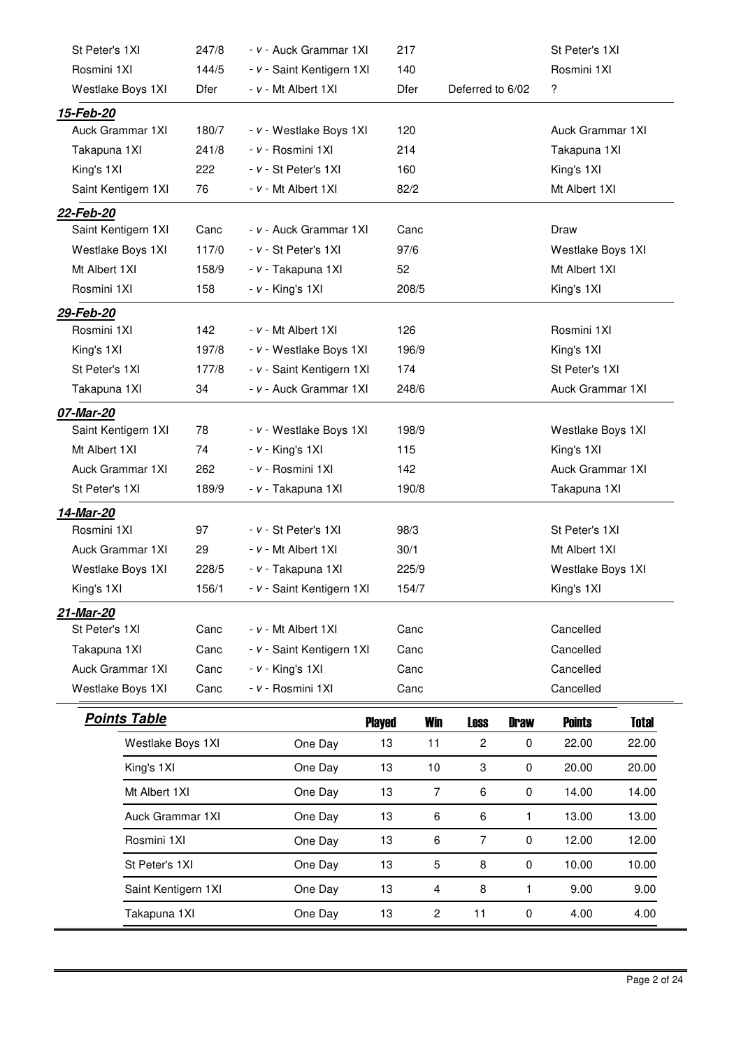| | | | | | |
|---|---|---|---|---|---|
| St Peter's 1XI | 247/8 | - v - Auck Grammar 1XI | 217 | | St Peter's 1XI |
| Rosmini 1XI | 144/5 | - v - Saint Kentigern 1XI | 140 | | Rosmini 1XI |
| Westlake Boys 1XI | Dfer | - v - Mt Albert 1XI | Dfer | Deferred to 6/02 | ? |

***15-Feb-20***

| | | | | | |
|---|---|---|---|---|---|
| Auck Grammar 1XI | 180/7 | - v - Westlake Boys 1XI | 120 | | Auck Grammar 1XI |
| Takapuna 1XI | 241/8 | - v - Rosmini 1XI | 214 | | Takapuna 1XI |
| King's 1XI | 222 | - v - St Peter's 1XI | 160 | | King's 1XI |
| Saint Kentigern 1XI | 76 | - v - Mt Albert 1XI | 82/2 | | Mt Albert 1XI |

***22-Feb-20***

| | | | | | |
|---|---|---|---|---|---|
| Saint Kentigern 1XI | Canc | - v - Auck Grammar 1XI | Canc | | Draw |
| Westlake Boys 1XI | 117/0 | - v - St Peter's 1XI | 97/6 | | Westlake Boys 1XI |
| Mt Albert 1XI | 158/9 | - v - Takapuna 1XI | 52 | | Mt Albert 1XI |
| Rosmini 1XI | 158 | - v - King's 1XI | 208/5 | | King's 1XI |

***29-Feb-20***

| | | | | | |
|---|---|---|---|---|---|
| Rosmini 1XI | 142 | - v - Mt Albert 1XI | 126 | | Rosmini 1XI |
| King's 1XI | 197/8 | - v - Westlake Boys 1XI | 196/9 | | King's 1XI |
| St Peter's 1XI | 177/8 | - v - Saint Kentigern 1XI | 174 | | St Peter's 1XI |
| Takapuna 1XI | 34 | - v - Auck Grammar 1XI | 248/6 | | Auck Grammar 1XI |

***07-Mar-20***

| | | | | | |
|---|---|---|---|---|---|
| Saint Kentigern 1XI | 78 | - v - Westlake Boys 1XI | 198/9 | | Westlake Boys 1XI |
| Mt Albert 1XI | 74 | - v - King's 1XI | 115 | | King's 1XI |
| Auck Grammar 1XI | 262 | - v - Rosmini 1XI | 142 | | Auck Grammar 1XI |
| St Peter's 1XI | 189/9 | - v - Takapuna 1XI | 190/8 | | Takapuna 1XI |

***14-Mar-20***

| | | | | | |
|---|---|---|---|---|---|
| Rosmini 1XI | 97 | - v - St Peter's 1XI | 98/3 | | St Peter's 1XI |
| Auck Grammar 1XI | 29 | - v - Mt Albert 1XI | 30/1 | | Mt Albert 1XI |
| Westlake Boys 1XI | 228/5 | - v - Takapuna 1XI | 225/9 | | Westlake Boys 1XI |
| King's 1XI | 156/1 | - v - Saint Kentigern 1XI | 154/7 | | King's 1XI |

***21-Mar-20***

| | | | | | |
|---|---|---|---|---|---|
| St Peter's 1XI | Canc | - v - Mt Albert 1XI | Canc | | Cancelled |
| Takapuna 1XI | Canc | - v - Saint Kentigern 1XI | Canc | | Cancelled |
| Auck Grammar 1XI | Canc | - v - King's 1XI | Canc | | Cancelled |
| Westlake Boys 1XI | Canc | - v - Rosmini 1XI | Canc | | Cancelled |

***Points Table***

| Team | | Played | Win | Loss | Draw | Points | Total |
|---|---|---|---|---|---|---|---|
| Westlake Boys 1XI | One Day | 13 | 11 | 2 | 0 | 22.00 | 22.00 |
| King's 1XI | One Day | 13 | 10 | 3 | 0 | 20.00 | 20.00 |
| Mt Albert 1XI | One Day | 13 | 7 | 6 | 0 | 14.00 | 14.00 |
| Auck Grammar 1XI | One Day | 13 | 6 | 6 | 1 | 13.00 | 13.00 |
| Rosmini 1XI | One Day | 13 | 6 | 7 | 0 | 12.00 | 12.00 |
| St Peter's 1XI | One Day | 13 | 5 | 8 | 0 | 10.00 | 10.00 |
| Saint Kentigern 1XI | One Day | 13 | 4 | 8 | 1 | 9.00 | 9.00 |
| Takapuna 1XI | One Day | 13 | 2 | 11 | 0 | 4.00 | 4.00 |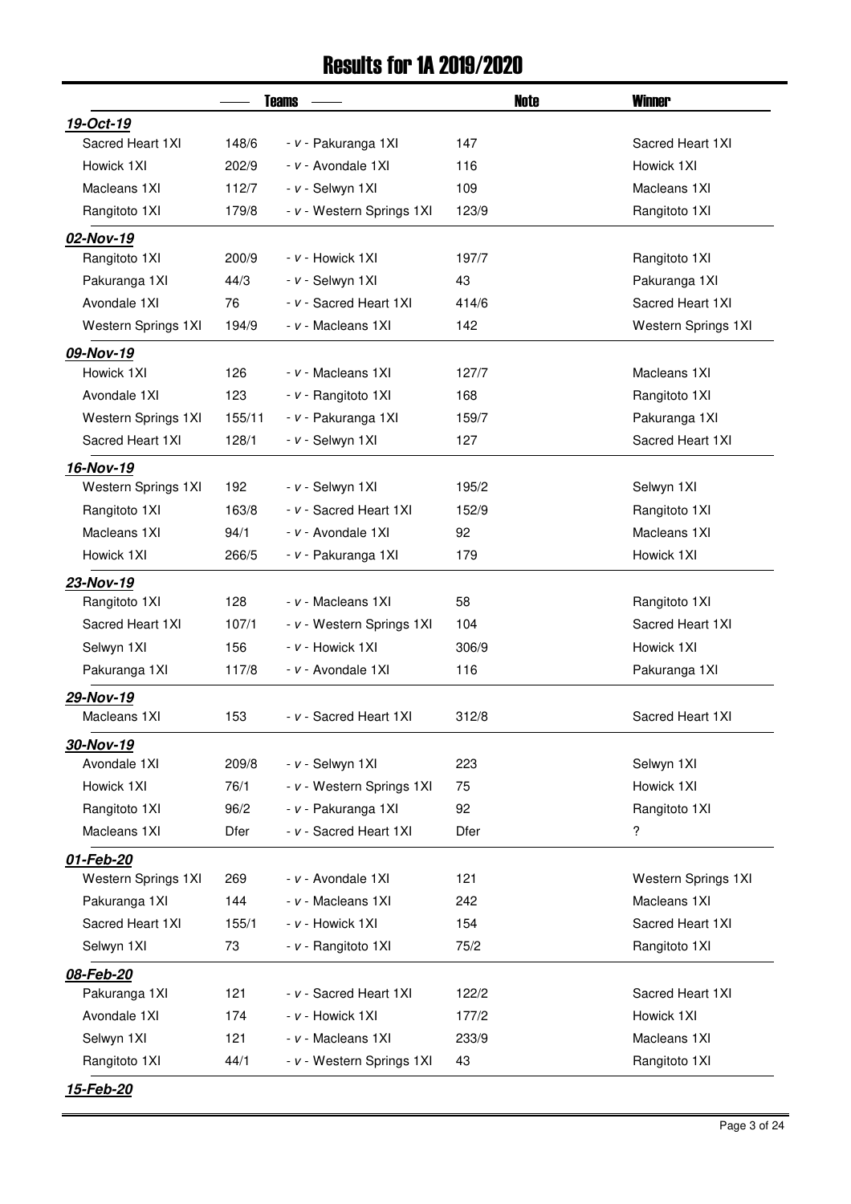# Results for 1A 2019/2020

| Teams | | | | Note | Winner |
|---|---|---|---|---|---|
| ***19-Oct-19*** | | | | | |
| Sacred Heart 1XI | 148/6 | - *v* - Pakuranga 1XI | 147 | | Sacred Heart 1XI |
| Howick 1XI | 202/9 | - *v* - Avondale 1XI | 116 | | Howick 1XI |
| Macleans 1XI | 112/7 | - *v* - Selwyn 1XI | 109 | | Macleans 1XI |
| Rangitoto 1XI | 179/8 | - *v* - Western Springs 1XI | 123/9 | | Rangitoto 1XI |
| ***02-Nov-19*** | | | | | |
| Rangitoto 1XI | 200/9 | - *v* - Howick 1XI | 197/7 | | Rangitoto 1XI |
| Pakuranga 1XI | 44/3 | - *v* - Selwyn 1XI | 43 | | Pakuranga 1XI |
| Avondale 1XI | 76 | - *v* - Sacred Heart 1XI | 414/6 | | Sacred Heart 1XI |
| Western Springs 1XI | 194/9 | - *v* - Macleans 1XI | 142 | | Western Springs 1XI |
| ***09-Nov-19*** | | | | | |
| Howick 1XI | 126 | - *v* - Macleans 1XI | 127/7 | | Macleans 1XI |
| Avondale 1XI | 123 | - *v* - Rangitoto 1XI | 168 | | Rangitoto 1XI |
| Western Springs 1XI | 155/11 | - *v* - Pakuranga 1XI | 159/7 | | Pakuranga 1XI |
| Sacred Heart 1XI | 128/1 | - *v* - Selwyn 1XI | 127 | | Sacred Heart 1XI |
| ***16-Nov-19*** | | | | | |
| Western Springs 1XI | 192 | - *v* - Selwyn 1XI | 195/2 | | Selwyn 1XI |
| Rangitoto 1XI | 163/8 | - *v* - Sacred Heart 1XI | 152/9 | | Rangitoto 1XI |
| Macleans 1XI | 94/1 | - *v* - Avondale 1XI | 92 | | Macleans 1XI |
| Howick 1XI | 266/5 | - *v* - Pakuranga 1XI | 179 | | Howick 1XI |
| ***23-Nov-19*** | | | | | |
| Rangitoto 1XI | 128 | - *v* - Macleans 1XI | 58 | | Rangitoto 1XI |
| Sacred Heart 1XI | 107/1 | - *v* - Western Springs 1XI | 104 | | Sacred Heart 1XI |
| Selwyn 1XI | 156 | - *v* - Howick 1XI | 306/9 | | Howick 1XI |
| Pakuranga 1XI | 117/8 | - *v* - Avondale 1XI | 116 | | Pakuranga 1XI |
| ***29-Nov-19*** | | | | | |
| Macleans 1XI | 153 | - *v* - Sacred Heart 1XI | 312/8 | | Sacred Heart 1XI |
| ***30-Nov-19*** | | | | | |
| Avondale 1XI | 209/8 | - *v* - Selwyn 1XI | 223 | | Selwyn 1XI |
| Howick 1XI | 76/1 | - *v* - Western Springs 1XI | 75 | | Howick 1XI |
| Rangitoto 1XI | 96/2 | - *v* - Pakuranga 1XI | 92 | | Rangitoto 1XI |
| Macleans 1XI | Dfer | - *v* - Sacred Heart 1XI | Dfer | | ? |
| ***01-Feb-20*** | | | | | |
| Western Springs 1XI | 269 | - *v* - Avondale 1XI | 121 | | Western Springs 1XI |
| Pakuranga 1XI | 144 | - *v* - Macleans 1XI | 242 | | Macleans 1XI |
| Sacred Heart 1XI | 155/1 | - *v* - Howick 1XI | 154 | | Sacred Heart 1XI |
| Selwyn 1XI | 73 | - *v* - Rangitoto 1XI | 75/2 | | Rangitoto 1XI |
| ***08-Feb-20*** | | | | | |
| Pakuranga 1XI | 121 | - *v* - Sacred Heart 1XI | 122/2 | | Sacred Heart 1XI |
| Avondale 1XI | 174 | - *v* - Howick 1XI | 177/2 | | Howick 1XI |
| Selwyn 1XI | 121 | - *v* - Macleans 1XI | 233/9 | | Macleans 1XI |
| Rangitoto 1XI | 44/1 | - *v* - Western Springs 1XI | 43 | | Rangitoto 1XI |
| ***15-Feb-20*** | | | | | |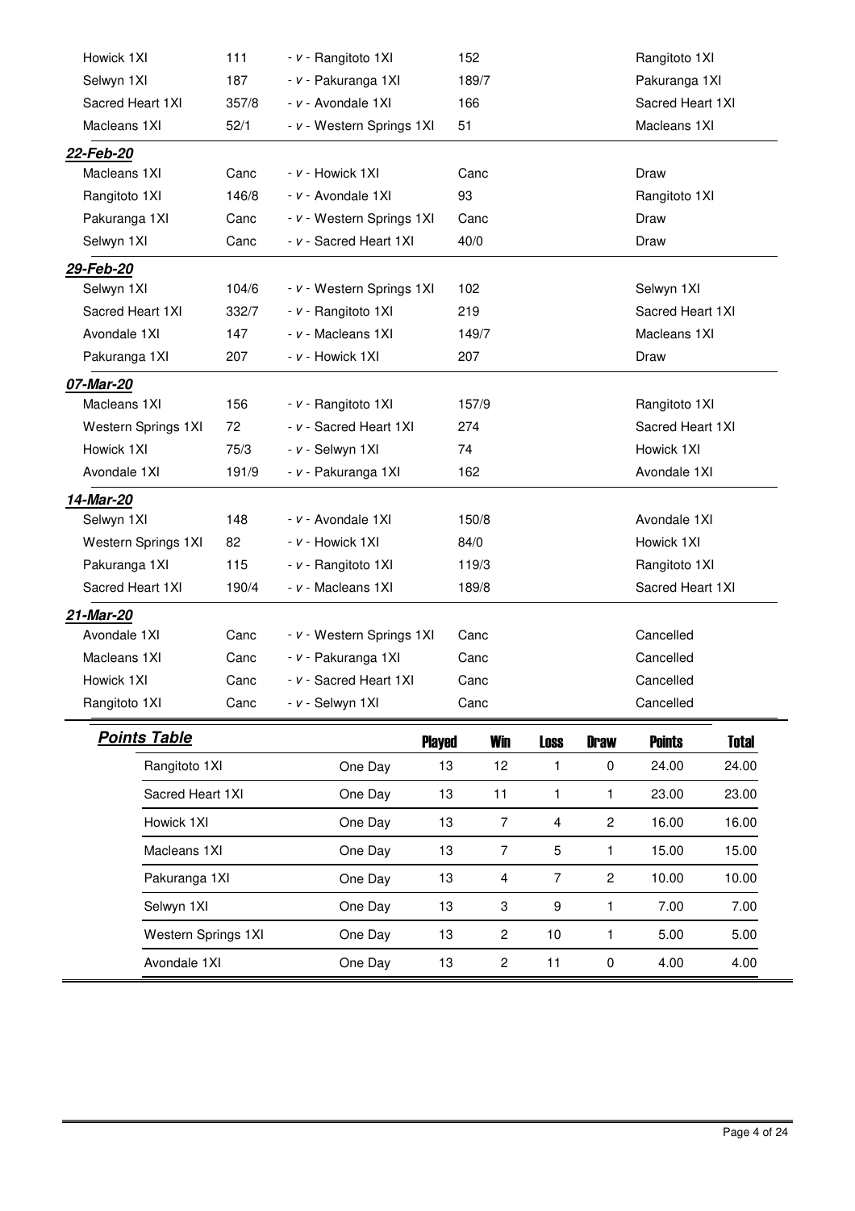| Home | Score | | Away | Score | Result |
|---|---|---|---|---|---|
| Howick 1XI | 111 | - v - | Rangitoto 1XI | 152 | Rangitoto 1XI |
| Selwyn 1XI | 187 | - v - | Pakuranga 1XI | 189/7 | Pakuranga 1XI |
| Sacred Heart 1XI | 357/8 | - v - | Avondale 1XI | 166 | Sacred Heart 1XI |
| Macleans 1XI | 52/1 | - v - | Western Springs 1XI | 51 | Macleans 1XI |

***22-Feb-20***

| Home | Score | | Away | Score | Result |
|---|---|---|---|---|---|
| Macleans 1XI | Canc | - v - | Howick 1XI | Canc | Draw |
| Rangitoto 1XI | 146/8 | - v - | Avondale 1XI | 93 | Rangitoto 1XI |
| Pakuranga 1XI | Canc | - v - | Western Springs 1XI | Canc | Draw |
| Selwyn 1XI | Canc | - v - | Sacred Heart 1XI | 40/0 | Draw |

***29-Feb-20***

| Home | Score | | Away | Score | Result |
|---|---|---|---|---|---|
| Selwyn 1XI | 104/6 | - v - | Western Springs 1XI | 102 | Selwyn 1XI |
| Sacred Heart 1XI | 332/7 | - v - | Rangitoto 1XI | 219 | Sacred Heart 1XI |
| Avondale 1XI | 147 | - v - | Macleans 1XI | 149/7 | Macleans 1XI |
| Pakuranga 1XI | 207 | - v - | Howick 1XI | 207 | Draw |

***07-Mar-20***

| Home | Score | | Away | Score | Result |
|---|---|---|---|---|---|
| Macleans 1XI | 156 | - v - | Rangitoto 1XI | 157/9 | Rangitoto 1XI |
| Western Springs 1XI | 72 | - v - | Sacred Heart 1XI | 274 | Sacred Heart 1XI |
| Howick 1XI | 75/3 | - v - | Selwyn 1XI | 74 | Howick 1XI |
| Avondale 1XI | 191/9 | - v - | Pakuranga 1XI | 162 | Avondale 1XI |

***14-Mar-20***

| Home | Score | | Away | Score | Result |
|---|---|---|---|---|---|
| Selwyn 1XI | 148 | - v - | Avondale 1XI | 150/8 | Avondale 1XI |
| Western Springs 1XI | 82 | - v - | Howick 1XI | 84/0 | Howick 1XI |
| Pakuranga 1XI | 115 | - v - | Rangitoto 1XI | 119/3 | Rangitoto 1XI |
| Sacred Heart 1XI | 190/4 | - v - | Macleans 1XI | 189/8 | Sacred Heart 1XI |

***21-Mar-20***

| Home | Score | | Away | Score | Result |
|---|---|---|---|---|---|
| Avondale 1XI | Canc | - v - | Western Springs 1XI | Canc | Cancelled |
| Macleans 1XI | Canc | - v - | Pakuranga 1XI | Canc | Cancelled |
| Howick 1XI | Canc | - v - | Sacred Heart 1XI | Canc | Cancelled |
| Rangitoto 1XI | Canc | - v - | Selwyn 1XI | Canc | Cancelled |

***Points Table***

| Team | | Played | Win | Loss | Draw | Points | Total |
|---|---|---|---|---|---|---|---|
| Rangitoto 1XI | One Day | 13 | 12 | 1 | 0 | 24.00 | 24.00 |
| Sacred Heart 1XI | One Day | 13 | 11 | 1 | 1 | 23.00 | 23.00 |
| Howick 1XI | One Day | 13 | 7 | 4 | 2 | 16.00 | 16.00 |
| Macleans 1XI | One Day | 13 | 7 | 5 | 1 | 15.00 | 15.00 |
| Pakuranga 1XI | One Day | 13 | 4 | 7 | 2 | 10.00 | 10.00 |
| Selwyn 1XI | One Day | 13 | 3 | 9 | 1 | 7.00 | 7.00 |
| Western Springs 1XI | One Day | 13 | 2 | 10 | 1 | 5.00 | 5.00 |
| Avondale 1XI | One Day | 13 | 2 | 11 | 0 | 4.00 | 4.00 |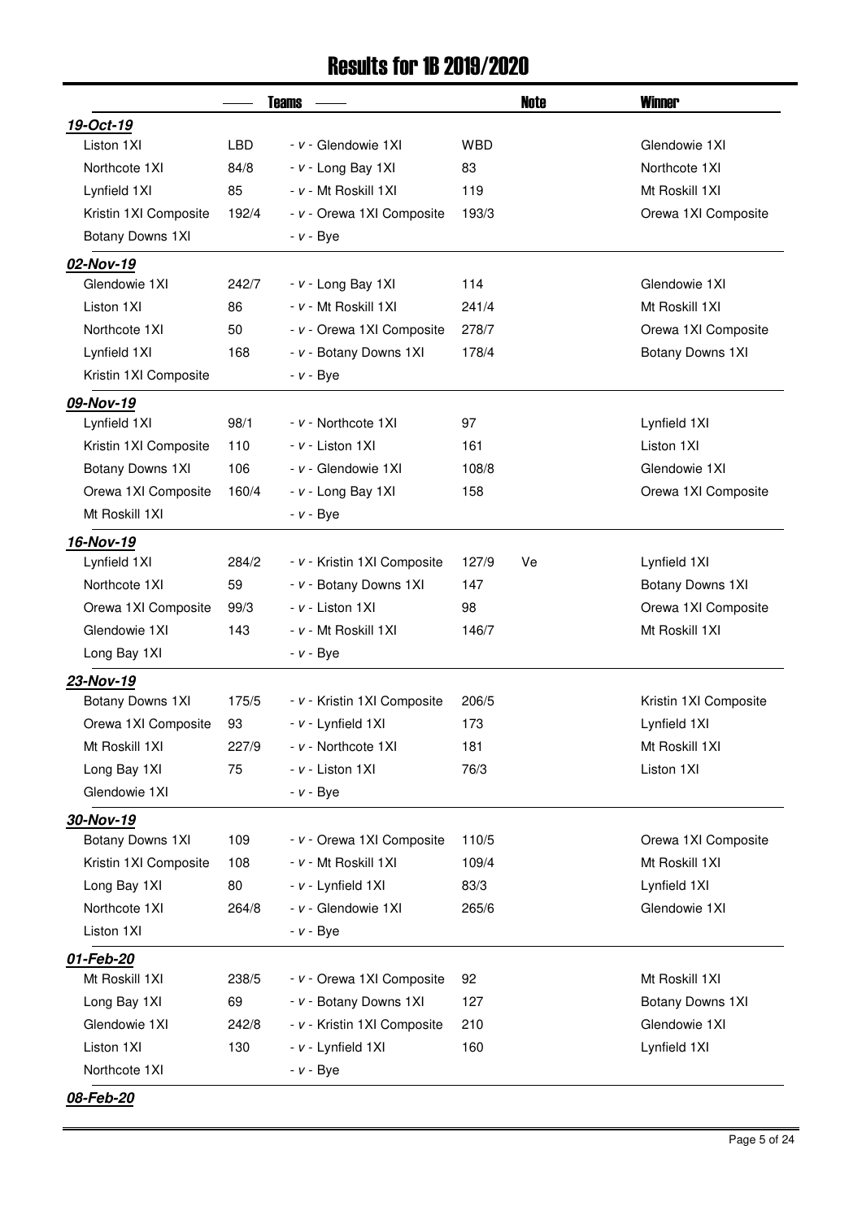# Results for 1B 2019/2020

| Date | Teams | | | | Note | Winner |
|---|---|---|---|---|---|---|
| ***19-Oct-19*** | | | | | | |
| Liston 1XI | LBD | - v - Glendowie 1XI | WBD | | | Glendowie 1XI |
| Northcote 1XI | 84/8 | - v - Long Bay 1XI | 83 | | | Northcote 1XI |
| Lynfield 1XI | 85 | - v - Mt Roskill 1XI | 119 | | | Mt Roskill 1XI |
| Kristin 1XI Composite | 192/4 | - v - Orewa 1XI Composite | 193/3 | | | Orewa 1XI Composite |
| Botany Downs 1XI | | - v - Bye | | | | |
| ***02-Nov-19*** | | | | | | |
| Glendowie 1XI | 242/7 | - v - Long Bay 1XI | 114 | | | Glendowie 1XI |
| Liston 1XI | 86 | - v - Mt Roskill 1XI | 241/4 | | | Mt Roskill 1XI |
| Northcote 1XI | 50 | - v - Orewa 1XI Composite | 278/7 | | | Orewa 1XI Composite |
| Lynfield 1XI | 168 | - v - Botany Downs 1XI | 178/4 | | | Botany Downs 1XI |
| Kristin 1XI Composite | | - v - Bye | | | | |
| ***09-Nov-19*** | | | | | | |
| Lynfield 1XI | 98/1 | - v - Northcote 1XI | 97 | | | Lynfield 1XI |
| Kristin 1XI Composite | 110 | - v - Liston 1XI | 161 | | | Liston 1XI |
| Botany Downs 1XI | 106 | - v - Glendowie 1XI | 108/8 | | | Glendowie 1XI |
| Orewa 1XI Composite | 160/4 | - v - Long Bay 1XI | 158 | | | Orewa 1XI Composite |
| Mt Roskill 1XI | | - v - Bye | | | | |
| ***16-Nov-19*** | | | | | | |
| Lynfield 1XI | 284/2 | - v - Kristin 1XI Composite | 127/9 | Ve | | Lynfield 1XI |
| Northcote 1XI | 59 | - v - Botany Downs 1XI | 147 | | | Botany Downs 1XI |
| Orewa 1XI Composite | 99/3 | - v - Liston 1XI | 98 | | | Orewa 1XI Composite |
| Glendowie 1XI | 143 | - v - Mt Roskill 1XI | 146/7 | | | Mt Roskill 1XI |
| Long Bay 1XI | | - v - Bye | | | | |
| ***23-Nov-19*** | | | | | | |
| Botany Downs 1XI | 175/5 | - v - Kristin 1XI Composite | 206/5 | | | Kristin 1XI Composite |
| Orewa 1XI Composite | 93 | - v - Lynfield 1XI | 173 | | | Lynfield 1XI |
| Mt Roskill 1XI | 227/9 | - v - Northcote 1XI | 181 | | | Mt Roskill 1XI |
| Long Bay 1XI | 75 | - v - Liston 1XI | 76/3 | | | Liston 1XI |
| Glendowie 1XI | | - v - Bye | | | | |
| ***30-Nov-19*** | | | | | | |
| Botany Downs 1XI | 109 | - v - Orewa 1XI Composite | 110/5 | | | Orewa 1XI Composite |
| Kristin 1XI Composite | 108 | - v - Mt Roskill 1XI | 109/4 | | | Mt Roskill 1XI |
| Long Bay 1XI | 80 | - v - Lynfield 1XI | 83/3 | | | Lynfield 1XI |
| Northcote 1XI | 264/8 | - v - Glendowie 1XI | 265/6 | | | Glendowie 1XI |
| Liston 1XI | | - v - Bye | | | | |
| ***01-Feb-20*** | | | | | | |
| Mt Roskill 1XI | 238/5 | - v - Orewa 1XI Composite | 92 | | | Mt Roskill 1XI |
| Long Bay 1XI | 69 | - v - Botany Downs 1XI | 127 | | | Botany Downs 1XI |
| Glendowie 1XI | 242/8 | - v - Kristin 1XI Composite | 210 | | | Glendowie 1XI |
| Liston 1XI | 130 | - v - Lynfield 1XI | 160 | | | Lynfield 1XI |
| Northcote 1XI | | - v - Bye | | | | |
| ***08-Feb-20*** | | | | | | |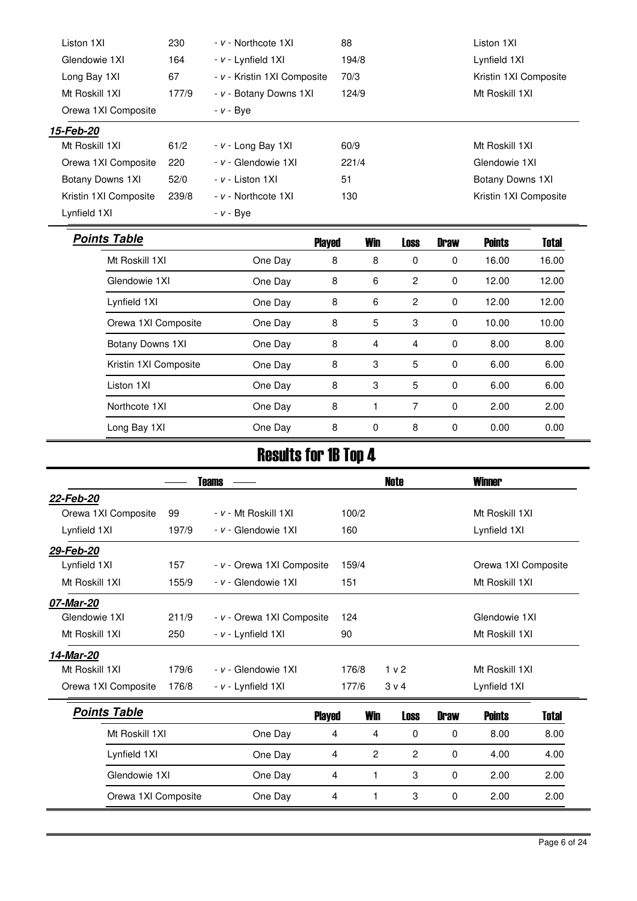| | | | | | Winner |
|---|---|---|---|---|---|
| Liston 1XI | 230 | - v - Northcote 1XI | 88 | | Liston 1XI |
| Glendowie 1XI | 164 | - v - Lynfield 1XI | 194/8 | | Lynfield 1XI |
| Long Bay 1XI | 67 | - v - Kristin 1XI Composite | 70/3 | | Kristin 1XI Composite |
| Mt Roskill 1XI | 177/9 | - v - Botany Downs 1XI | 124/9 | | Mt Roskill 1XI |
| Orewa 1XI Composite | | - v - Bye | | | |
| ***15-Feb-20*** | | | | | |
| Mt Roskill 1XI | 61/2 | - v - Long Bay 1XI | 60/9 | | Mt Roskill 1XI |
| Orewa 1XI Composite | 220 | - v - Glendowie 1XI | 221/4 | | Glendowie 1XI |
| Botany Downs 1XI | 52/0 | - v - Liston 1XI | 51 | | Botany Downs 1XI |
| Kristin 1XI Composite | 239/8 | - v - Northcote 1XI | 130 | | Kristin 1XI Composite |
| Lynfield 1XI | | - v - Bye | | | |

| *Points Table* | | Played | Win | Loss | Draw | Points | Total |
|---|---|---|---|---|---|---|---|
| Mt Roskill 1XI | One Day | 8 | 8 | 0 | 0 | 16.00 | 16.00 |
| Glendowie 1XI | One Day | 8 | 6 | 2 | 0 | 12.00 | 12.00 |
| Lynfield 1XI | One Day | 8 | 6 | 2 | 0 | 12.00 | 12.00 |
| Orewa 1XI Composite | One Day | 8 | 5 | 3 | 0 | 10.00 | 10.00 |
| Botany Downs 1XI | One Day | 8 | 4 | 4 | 0 | 8.00 | 8.00 |
| Kristin 1XI Composite | One Day | 8 | 3 | 5 | 0 | 6.00 | 6.00 |
| Liston 1XI | One Day | 8 | 3 | 5 | 0 | 6.00 | 6.00 |
| Northcote 1XI | One Day | 8 | 1 | 7 | 0 | 2.00 | 2.00 |
| Long Bay 1XI | One Day | 8 | 0 | 8 | 0 | 0.00 | 0.00 |

# Results for 1B Top 4

| Teams | | | | Note | Winner |
|---|---|---|---|---|---|
| ***22-Feb-20*** | | | | | |
| Orewa 1XI Composite | 99 | - v - Mt Roskill 1XI | 100/2 | | Mt Roskill 1XI |
| Lynfield 1XI | 197/9 | - v - Glendowie 1XI | 160 | | Lynfield 1XI |
| ***29-Feb-20*** | | | | | |
| Lynfield 1XI | 157 | - v - Orewa 1XI Composite | 159/4 | | Orewa 1XI Composite |
| Mt Roskill 1XI | 155/9 | - v - Glendowie 1XI | 151 | | Mt Roskill 1XI |
| ***07-Mar-20*** | | | | | |
| Glendowie 1XI | 211/9 | - v - Orewa 1XI Composite | 124 | | Glendowie 1XI |
| Mt Roskill 1XI | 250 | - v - Lynfield 1XI | 90 | | Mt Roskill 1XI |
| ***14-Mar-20*** | | | | | |
| Mt Roskill 1XI | 179/6 | - v - Glendowie 1XI | 176/8 | 1 v 2 | Mt Roskill 1XI |
| Orewa 1XI Composite | 176/8 | - v - Lynfield 1XI | 177/6 | 3 v 4 | Lynfield 1XI |

| *Points Table* | | Played | Win | Loss | Draw | Points | Total |
|---|---|---|---|---|---|---|---|
| Mt Roskill 1XI | One Day | 4 | 4 | 0 | 0 | 8.00 | 8.00 |
| Lynfield 1XI | One Day | 4 | 2 | 2 | 0 | 4.00 | 4.00 |
| Glendowie 1XI | One Day | 4 | 1 | 3 | 0 | 2.00 | 2.00 |
| Orewa 1XI Composite | One Day | 4 | 1 | 3 | 0 | 2.00 | 2.00 |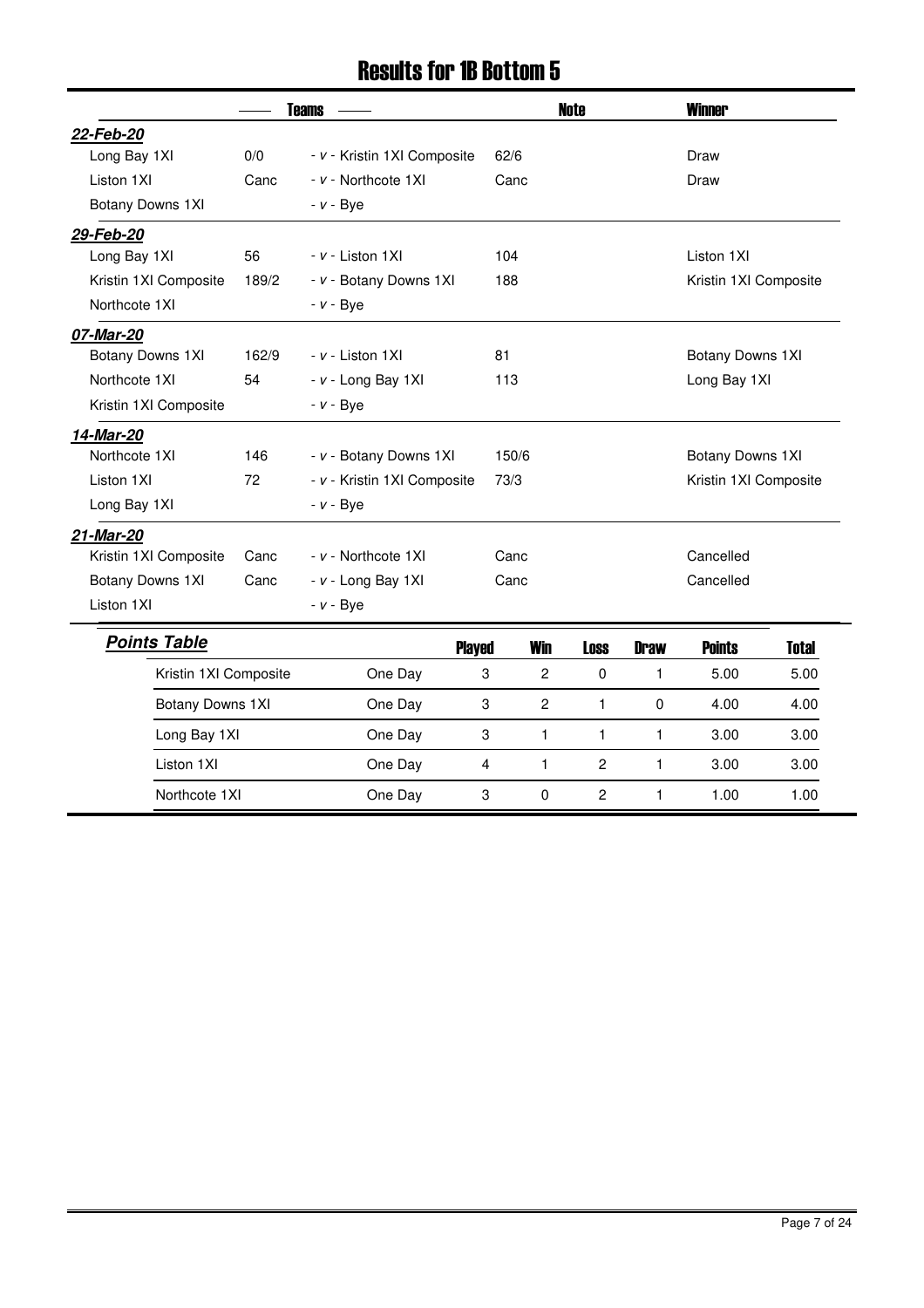# Results for 1B Bottom 5

| Teams | | | | Note | Winner |
|---|---|---|---|---|---|
| ***22-Feb-20*** | | | | | |
| Long Bay 1XI | 0/0 | - *v* - Kristin 1XI Composite | 62/6 | | Draw |
| Liston 1XI | Canc | - *v* - Northcote 1XI | Canc | | Draw |
| Botany Downs 1XI | | - *v* - Bye | | | |
| ***29-Feb-20*** | | | | | |
| Long Bay 1XI | 56 | - *v* - Liston 1XI | 104 | | Liston 1XI |
| Kristin 1XI Composite | 189/2 | - *v* - Botany Downs 1XI | 188 | | Kristin 1XI Composite |
| Northcote 1XI | | - *v* - Bye | | | |
| ***07-Mar-20*** | | | | | |
| Botany Downs 1XI | 162/9 | - *v* - Liston 1XI | 81 | | Botany Downs 1XI |
| Northcote 1XI | 54 | - *v* - Long Bay 1XI | 113 | | Long Bay 1XI |
| Kristin 1XI Composite | | - *v* - Bye | | | |
| ***14-Mar-20*** | | | | | |
| Northcote 1XI | 146 | - *v* - Botany Downs 1XI | 150/6 | | Botany Downs 1XI |
| Liston 1XI | 72 | - *v* - Kristin 1XI Composite | 73/3 | | Kristin 1XI Composite |
| Long Bay 1XI | | - *v* - Bye | | | |
| ***21-Mar-20*** | | | | | |
| Kristin 1XI Composite | Canc | - *v* - Northcote 1XI | Canc | | Cancelled |
| Botany Downs 1XI | Canc | - *v* - Long Bay 1XI | Canc | | Cancelled |
| Liston 1XI | | - *v* - Bye | | | |

## *Points Table*

| Team | | Played | Win | Loss | Draw | Points | Total |
|---|---|---|---|---|---|---|---|
| Kristin 1XI Composite | One Day | 3 | 2 | 0 | 1 | 5.00 | 5.00 |
| Botany Downs 1XI | One Day | 3 | 2 | 1 | 0 | 4.00 | 4.00 |
| Long Bay 1XI | One Day | 3 | 1 | 1 | 1 | 3.00 | 3.00 |
| Liston 1XI | One Day | 4 | 1 | 2 | 1 | 3.00 | 3.00 |
| Northcote 1XI | One Day | 3 | 0 | 2 | 1 | 1.00 | 1.00 |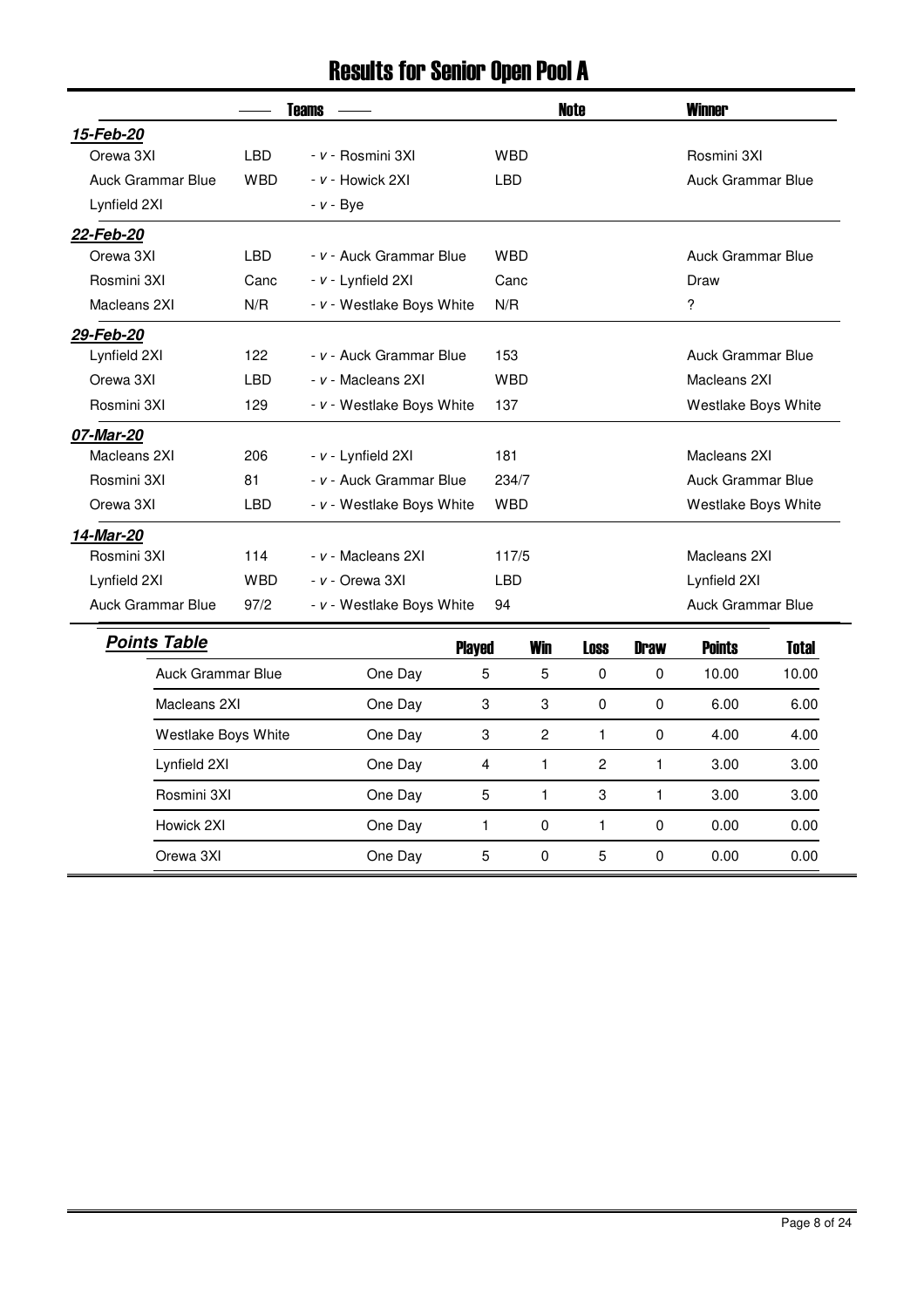# Results for Senior Open Pool A

| Teams | | | | Note | Winner |
|---|---|---|---|---|---|
| ***15-Feb-20*** | | | | | |
| Orewa 3XI | LBD | - *v* - Rosmini 3XI | WBD | | Rosmini 3XI |
| Auck Grammar Blue | WBD | - *v* - Howick 2XI | LBD | | Auck Grammar Blue |
| Lynfield 2XI | | - *v* - Bye | | | |
| ***22-Feb-20*** | | | | | |
| Orewa 3XI | LBD | - *v* - Auck Grammar Blue | WBD | | Auck Grammar Blue |
| Rosmini 3XI | Canc | - *v* - Lynfield 2XI | Canc | | Draw |
| Macleans 2XI | N/R | - *v* - Westlake Boys White | N/R | | ? |
| ***29-Feb-20*** | | | | | |
| Lynfield 2XI | 122 | - *v* - Auck Grammar Blue | 153 | | Auck Grammar Blue |
| Orewa 3XI | LBD | - *v* - Macleans 2XI | WBD | | Macleans 2XI |
| Rosmini 3XI | 129 | - *v* - Westlake Boys White | 137 | | Westlake Boys White |
| ***07-Mar-20*** | | | | | |
| Macleans 2XI | 206 | - *v* - Lynfield 2XI | 181 | | Macleans 2XI |
| Rosmini 3XI | 81 | - *v* - Auck Grammar Blue | 234/7 | | Auck Grammar Blue |
| Orewa 3XI | LBD | - *v* - Westlake Boys White | WBD | | Westlake Boys White |
| ***14-Mar-20*** | | | | | |
| Rosmini 3XI | 114 | - *v* - Macleans 2XI | 117/5 | | Macleans 2XI |
| Lynfield 2XI | WBD | - *v* - Orewa 3XI | LBD | | Lynfield 2XI |
| Auck Grammar Blue | 97/2 | - *v* - Westlake Boys White | 94 | | Auck Grammar Blue |

## *Points Table*

| | | Played | Win | Loss | Draw | Points | Total |
|---|---|---|---|---|---|---|---|
| Auck Grammar Blue | One Day | 5 | 5 | 0 | 0 | 10.00 | 10.00 |
| Macleans 2XI | One Day | 3 | 3 | 0 | 0 | 6.00 | 6.00 |
| Westlake Boys White | One Day | 3 | 2 | 1 | 0 | 4.00 | 4.00 |
| Lynfield 2XI | One Day | 4 | 1 | 2 | 1 | 3.00 | 3.00 |
| Rosmini 3XI | One Day | 5 | 1 | 3 | 1 | 3.00 | 3.00 |
| Howick 2XI | One Day | 1 | 0 | 1 | 0 | 0.00 | 0.00 |
| Orewa 3XI | One Day | 5 | 0 | 5 | 0 | 0.00 | 0.00 |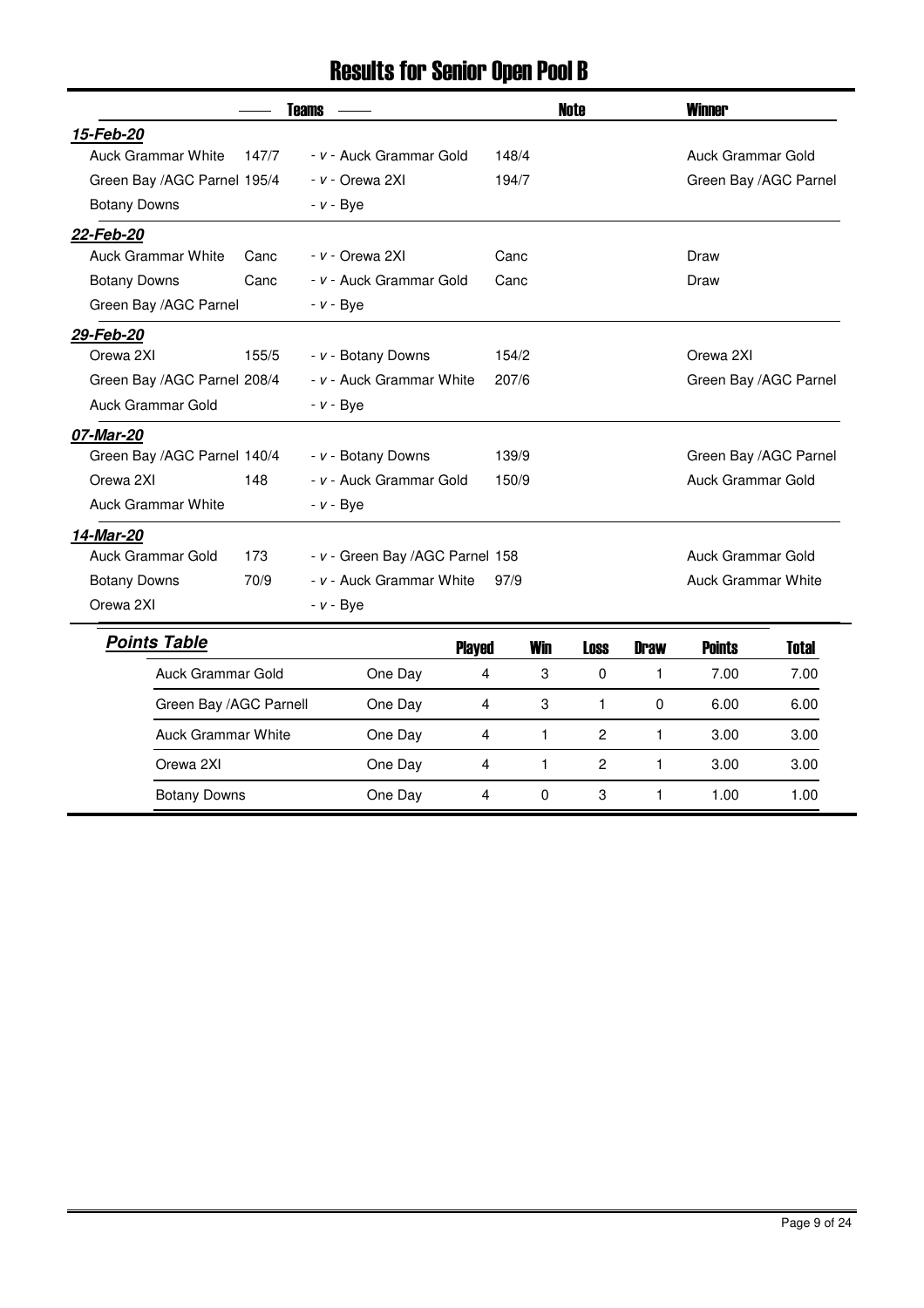# Results for Senior Open Pool B

| Teams | | | | Note | Winner |
|---|---|---|---|---|---|
| ***15-Feb-20*** | | | | | |
| Auck Grammar White | 147/7 | - v - Auck Grammar Gold | 148/4 | | Auck Grammar Gold |
| Green Bay /AGC Parnel | 195/4 | - v - Orewa 2XI | 194/7 | | Green Bay /AGC Parnel |
| Botany Downs | | - v - Bye | | | |
| ***22-Feb-20*** | | | | | |
| Auck Grammar White | Canc | - v - Orewa 2XI | Canc | | Draw |
| Botany Downs | Canc | - v - Auck Grammar Gold | Canc | | Draw |
| Green Bay /AGC Parnel | | - v - Bye | | | |
| ***29-Feb-20*** | | | | | |
| Orewa 2XI | 155/5 | - v - Botany Downs | 154/2 | | Orewa 2XI |
| Green Bay /AGC Parnel | 208/4 | - v - Auck Grammar White | 207/6 | | Green Bay /AGC Parnel |
| Auck Grammar Gold | | - v - Bye | | | |
| ***07-Mar-20*** | | | | | |
| Green Bay /AGC Parnel | 140/4 | - v - Botany Downs | 139/9 | | Green Bay /AGC Parnel |
| Orewa 2XI | 148 | - v - Auck Grammar Gold | 150/9 | | Auck Grammar Gold |
| Auck Grammar White | | - v - Bye | | | |
| ***14-Mar-20*** | | | | | |
| Auck Grammar Gold | 173 | - v - Green Bay /AGC Parnel | 158 | | Auck Grammar Gold |
| Botany Downs | 70/9 | - v - Auck Grammar White | 97/9 | | Auck Grammar White |
| Orewa 2XI | | - v - Bye | | | |

***Points Table***

| Team | | Played | Win | Loss | Draw | Points | Total |
|---|---|---|---|---|---|---|---|
| Auck Grammar Gold | One Day | 4 | 3 | 0 | 1 | 7.00 | 7.00 |
| Green Bay /AGC Parnell | One Day | 4 | 3 | 1 | 0 | 6.00 | 6.00 |
| Auck Grammar White | One Day | 4 | 1 | 2 | 1 | 3.00 | 3.00 |
| Orewa 2XI | One Day | 4 | 1 | 2 | 1 | 3.00 | 3.00 |
| Botany Downs | One Day | 4 | 0 | 3 | 1 | 1.00 | 1.00 |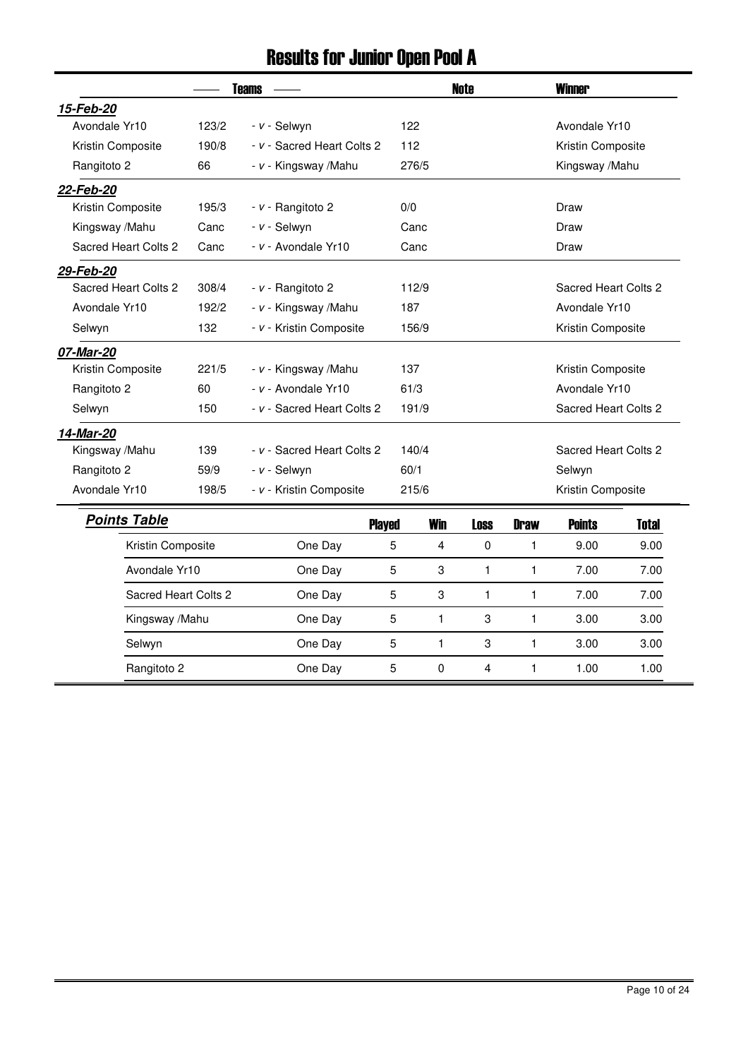# Results for Junior Open Pool A

| Teams | | | | Note | Winner |
|---|---|---|---|---|---|
| ***15-Feb-20*** | | | | | |
| Avondale Yr10 | 123/2 | - *v* - Selwyn | 122 | | Avondale Yr10 |
| Kristin Composite | 190/8 | - *v* - Sacred Heart Colts 2 | 112 | | Kristin Composite |
| Rangitoto 2 | 66 | - *v* - Kingsway /Mahu | 276/5 | | Kingsway /Mahu |
| ***22-Feb-20*** | | | | | |
| Kristin Composite | 195/3 | - *v* - Rangitoto 2 | 0/0 | | Draw |
| Kingsway /Mahu | Canc | - *v* - Selwyn | Canc | | Draw |
| Sacred Heart Colts 2 | Canc | - *v* - Avondale Yr10 | Canc | | Draw |
| ***29-Feb-20*** | | | | | |
| Sacred Heart Colts 2 | 308/4 | - *v* - Rangitoto 2 | 112/9 | | Sacred Heart Colts 2 |
| Avondale Yr10 | 192/2 | - *v* - Kingsway /Mahu | 187 | | Avondale Yr10 |
| Selwyn | 132 | - *v* - Kristin Composite | 156/9 | | Kristin Composite |
| ***07-Mar-20*** | | | | | |
| Kristin Composite | 221/5 | - *v* - Kingsway /Mahu | 137 | | Kristin Composite |
| Rangitoto 2 | 60 | - *v* - Avondale Yr10 | 61/3 | | Avondale Yr10 |
| Selwyn | 150 | - *v* - Sacred Heart Colts 2 | 191/9 | | Sacred Heart Colts 2 |
| ***14-Mar-20*** | | | | | |
| Kingsway /Mahu | 139 | - *v* - Sacred Heart Colts 2 | 140/4 | | Sacred Heart Colts 2 |
| Rangitoto 2 | 59/9 | - *v* - Selwyn | 60/1 | | Selwyn |
| Avondale Yr10 | 198/5 | - *v* - Kristin Composite | 215/6 | | Kristin Composite |

## ***Points Table***

| Team | | Played | Win | Loss | Draw | Points | Total |
|---|---|---|---|---|---|---|---|
| Kristin Composite | One Day | 5 | 4 | 0 | 1 | 9.00 | 9.00 |
| Avondale Yr10 | One Day | 5 | 3 | 1 | 1 | 7.00 | 7.00 |
| Sacred Heart Colts 2 | One Day | 5 | 3 | 1 | 1 | 7.00 | 7.00 |
| Kingsway /Mahu | One Day | 5 | 1 | 3 | 1 | 3.00 | 3.00 |
| Selwyn | One Day | 5 | 1 | 3 | 1 | 3.00 | 3.00 |
| Rangitoto 2 | One Day | 5 | 0 | 4 | 1 | 1.00 | 1.00 |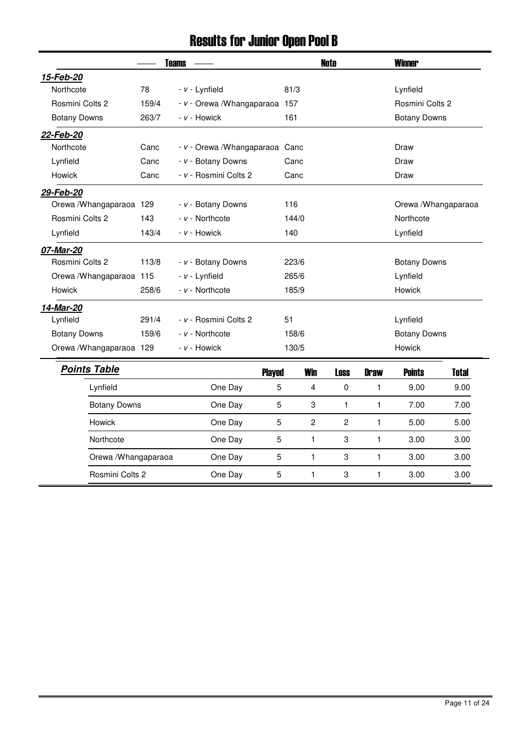# Results for Junior Open Pool B

| Teams | | | | Note | Winner |
|---|---|---|---|---|---|
| ***15-Feb-20*** | | | | | |
| Northcote | 78 | - *v* - Lynfield | 81/3 | | Lynfield |
| Rosmini Colts 2 | 159/4 | - *v* - Orewa /Whangaparaoa | 157 | | Rosmini Colts 2 |
| Botany Downs | 263/7 | - *v* - Howick | 161 | | Botany Downs |
| ***22-Feb-20*** | | | | | |
| Northcote | Canc | - *v* - Orewa /Whangaparaoa | Canc | | Draw |
| Lynfield | Canc | - *v* - Botany Downs | Canc | | Draw |
| Howick | Canc | - *v* - Rosmini Colts 2 | Canc | | Draw |
| ***29-Feb-20*** | | | | | |
| Orewa /Whangaparaoa | 129 | - *v* - Botany Downs | 116 | | Orewa /Whangaparaoa |
| Rosmini Colts 2 | 143 | - *v* - Northcote | 144/0 | | Northcote |
| Lynfield | 143/4 | - *v* - Howick | 140 | | Lynfield |
| ***07-Mar-20*** | | | | | |
| Rosmini Colts 2 | 113/8 | - *v* - Botany Downs | 223/6 | | Botany Downs |
| Orewa /Whangaparaoa | 115 | - *v* - Lynfield | 265/6 | | Lynfield |
| Howick | 258/6 | - *v* - Northcote | 185/9 | | Howick |
| ***14-Mar-20*** | | | | | |
| Lynfield | 291/4 | - *v* - Rosmini Colts 2 | 51 | | Lynfield |
| Botany Downs | 159/6 | - *v* - Northcote | 158/6 | | Botany Downs |
| Orewa /Whangaparaoa | 129 | - *v* - Howick | 130/5 | | Howick |

## Points Table

| Team | | Played | Win | Loss | Draw | Points | Total |
|---|---|---|---|---|---|---|---|
| Lynfield | One Day | 5 | 4 | 0 | 1 | 9.00 | 9.00 |
| Botany Downs | One Day | 5 | 3 | 1 | 1 | 7.00 | 7.00 |
| Howick | One Day | 5 | 2 | 2 | 1 | 5.00 | 5.00 |
| Northcote | One Day | 5 | 1 | 3 | 1 | 3.00 | 3.00 |
| Orewa /Whangaparaoa | One Day | 5 | 1 | 3 | 1 | 3.00 | 3.00 |
| Rosmini Colts 2 | One Day | 5 | 1 | 3 | 1 | 3.00 | 3.00 |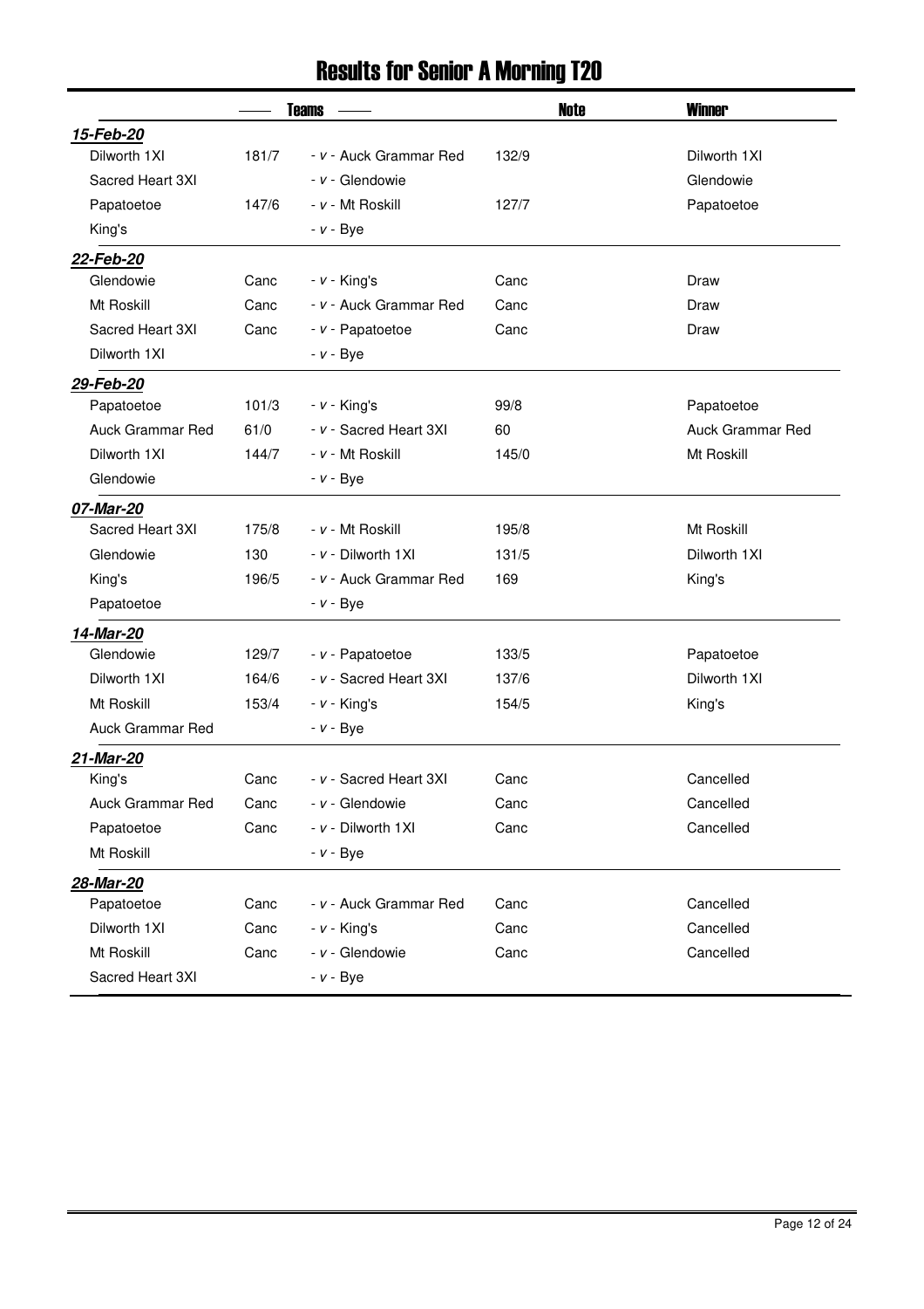# Results for Senior A Morning T20

| Teams | | | | Note | Winner |
|---|---|---|---|---|---|
| ***15-Feb-20*** | | | | | |
| Dilworth 1XI | 181/7 | - v - Auck Grammar Red | 132/9 | | Dilworth 1XI |
| Sacred Heart 3XI | | - v - Glendowie | | | Glendowie |
| Papatoetoe | 147/6 | - v - Mt Roskill | 127/7 | | Papatoetoe |
| King's | | - v - Bye | | | |
| ***22-Feb-20*** | | | | | |
| Glendowie | Canc | - v - King's | Canc | | Draw |
| Mt Roskill | Canc | - v - Auck Grammar Red | Canc | | Draw |
| Sacred Heart 3XI | Canc | - v - Papatoetoe | Canc | | Draw |
| Dilworth 1XI | | - v - Bye | | | |
| ***29-Feb-20*** | | | | | |
| Papatoetoe | 101/3 | - v - King's | 99/8 | | Papatoetoe |
| Auck Grammar Red | 61/0 | - v - Sacred Heart 3XI | 60 | | Auck Grammar Red |
| Dilworth 1XI | 144/7 | - v - Mt Roskill | 145/0 | | Mt Roskill |
| Glendowie | | - v - Bye | | | |
| ***07-Mar-20*** | | | | | |
| Sacred Heart 3XI | 175/8 | - v - Mt Roskill | 195/8 | | Mt Roskill |
| Glendowie | 130 | - v - Dilworth 1XI | 131/5 | | Dilworth 1XI |
| King's | 196/5 | - v - Auck Grammar Red | 169 | | King's |
| Papatoetoe | | - v - Bye | | | |
| ***14-Mar-20*** | | | | | |
| Glendowie | 129/7 | - v - Papatoetoe | 133/5 | | Papatoetoe |
| Dilworth 1XI | 164/6 | - v - Sacred Heart 3XI | 137/6 | | Dilworth 1XI |
| Mt Roskill | 153/4 | - v - King's | 154/5 | | King's |
| Auck Grammar Red | | - v - Bye | | | |
| ***21-Mar-20*** | | | | | |
| King's | Canc | - v - Sacred Heart 3XI | Canc | | Cancelled |
| Auck Grammar Red | Canc | - v - Glendowie | Canc | | Cancelled |
| Papatoetoe | Canc | - v - Dilworth 1XI | Canc | | Cancelled |
| Mt Roskill | | - v - Bye | | | |
| ***28-Mar-20*** | | | | | |
| Papatoetoe | Canc | - v - Auck Grammar Red | Canc | | Cancelled |
| Dilworth 1XI | Canc | - v - King's | Canc | | Cancelled |
| Mt Roskill | Canc | - v - Glendowie | Canc | | Cancelled |
| Sacred Heart 3XI | | - v - Bye | | | |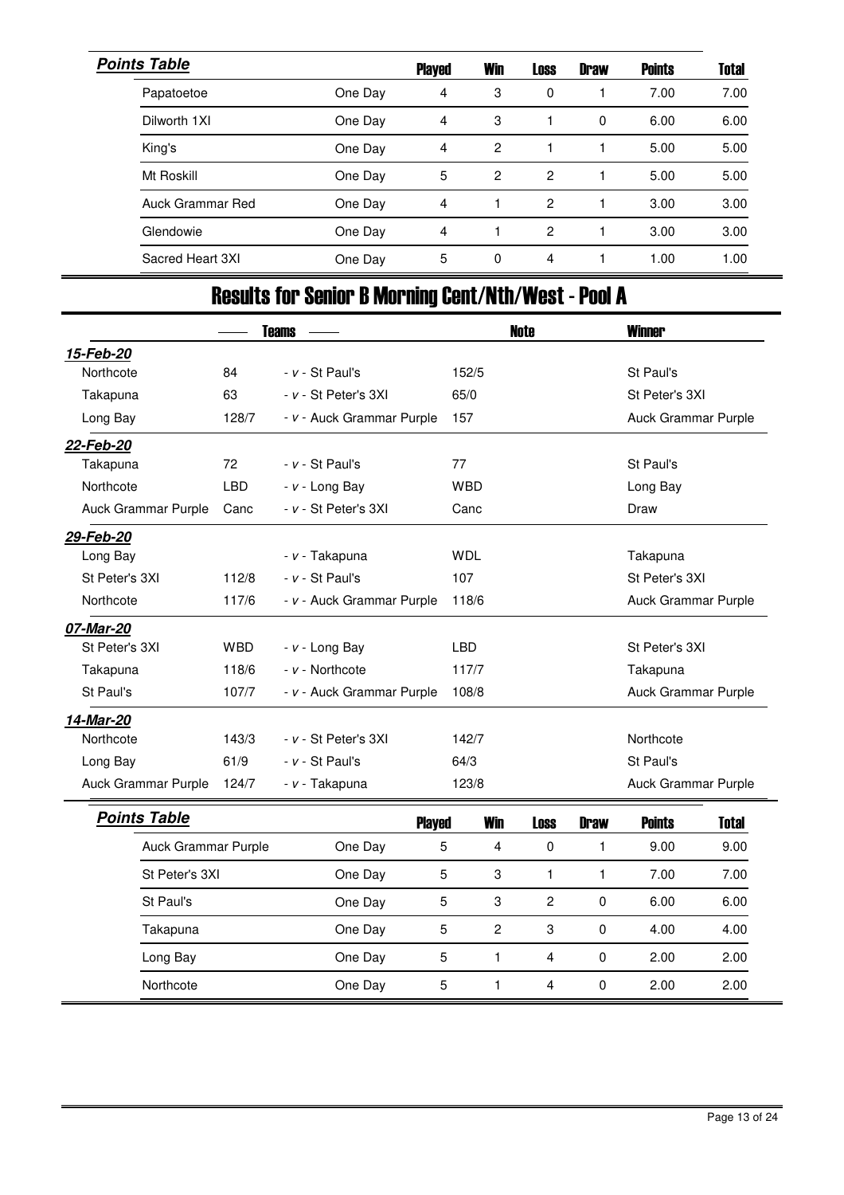**Points Table**

| | | Played | Win | Loss | Draw | Points | Total |
|---|---|---|---|---|---|---|---|
| Papatoetoe | One Day | 4 | 3 | 0 | 1 | 7.00 | 7.00 |
| Dilworth 1XI | One Day | 4 | 3 | 1 | 0 | 6.00 | 6.00 |
| King's | One Day | 4 | 2 | 1 | 1 | 5.00 | 5.00 |
| Mt Roskill | One Day | 5 | 2 | 2 | 1 | 5.00 | 5.00 |
| Auck Grammar Red | One Day | 4 | 1 | 2 | 1 | 3.00 | 3.00 |
| Glendowie | One Day | 4 | 1 | 2 | 1 | 3.00 | 3.00 |
| Sacred Heart 3XI | One Day | 5 | 0 | 4 | 1 | 1.00 | 1.00 |

# Results for Senior B Morning Cent/Nth/West - Pool A

| Teams | | | | Note | Winner |
|---|---|---|---|---|---|
| ***15-Feb-20*** | | | | | |
| Northcote | 84 | - v - St Paul's | 152/5 | | St Paul's |
| Takapuna | 63 | - v - St Peter's 3XI | 65/0 | | St Peter's 3XI |
| Long Bay | 128/7 | - v - Auck Grammar Purple | 157 | | Auck Grammar Purple |
| ***22-Feb-20*** | | | | | |
| Takapuna | 72 | - v - St Paul's | 77 | | St Paul's |
| Northcote | LBD | - v - Long Bay | WBD | | Long Bay |
| Auck Grammar Purple | Canc | - v - St Peter's 3XI | Canc | | Draw |
| ***29-Feb-20*** | | | | | |
| Long Bay | | - v - Takapuna | WDL | | Takapuna |
| St Peter's 3XI | 112/8 | - v - St Paul's | 107 | | St Peter's 3XI |
| Northcote | 117/6 | - v - Auck Grammar Purple | 118/6 | | Auck Grammar Purple |
| ***07-Mar-20*** | | | | | |
| St Peter's 3XI | WBD | - v - Long Bay | LBD | | St Peter's 3XI |
| Takapuna | 118/6 | - v - Northcote | 117/7 | | Takapuna |
| St Paul's | 107/7 | - v - Auck Grammar Purple | 108/8 | | Auck Grammar Purple |
| ***14-Mar-20*** | | | | | |
| Northcote | 143/3 | - v - St Peter's 3XI | 142/7 | | Northcote |
| Long Bay | 61/9 | - v - St Paul's | 64/3 | | St Paul's |
| Auck Grammar Purple | 124/7 | - v - Takapuna | 123/8 | | Auck Grammar Purple |

**Points Table**

| | | Played | Win | Loss | Draw | Points | Total |
|---|---|---|---|---|---|---|---|
| Auck Grammar Purple | One Day | 5 | 4 | 0 | 1 | 9.00 | 9.00 |
| St Peter's 3XI | One Day | 5 | 3 | 1 | 1 | 7.00 | 7.00 |
| St Paul's | One Day | 5 | 3 | 2 | 0 | 6.00 | 6.00 |
| Takapuna | One Day | 5 | 2 | 3 | 0 | 4.00 | 4.00 |
| Long Bay | One Day | 5 | 1 | 4 | 0 | 2.00 | 2.00 |
| Northcote | One Day | 5 | 1 | 4 | 0 | 2.00 | 2.00 |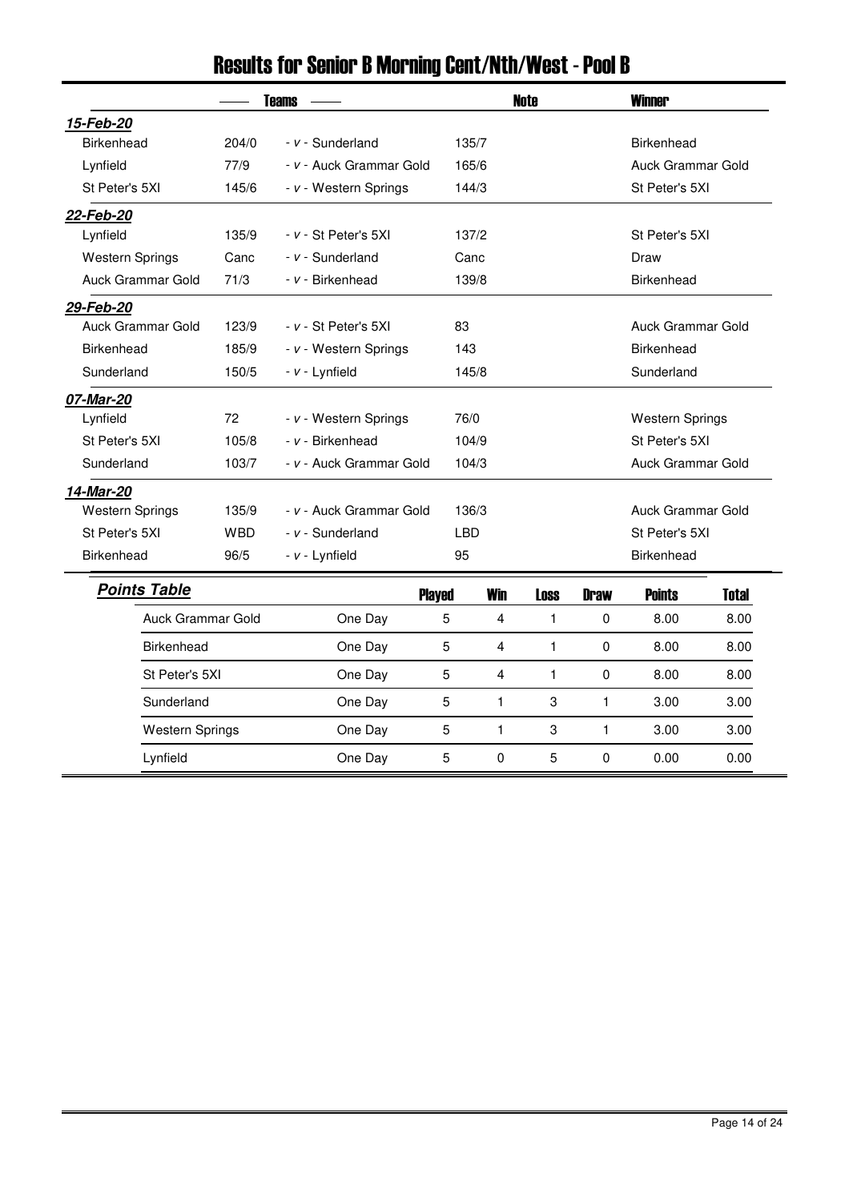# Results for Senior B Morning Cent/Nth/West - Pool B

| Teams | | | | Note | Winner |
|---|---|---|---|---|---|
| ***15-Feb-20*** | | | | | |
| Birkenhead | 204/0 | - v - Sunderland | 135/7 | | Birkenhead |
| Lynfield | 77/9 | - v - Auck Grammar Gold | 165/6 | | Auck Grammar Gold |
| St Peter's 5XI | 145/6 | - v - Western Springs | 144/3 | | St Peter's 5XI |
| ***22-Feb-20*** | | | | | |
| Lynfield | 135/9 | - v - St Peter's 5XI | 137/2 | | St Peter's 5XI |
| Western Springs | Canc | - v - Sunderland | Canc | | Draw |
| Auck Grammar Gold | 71/3 | - v - Birkenhead | 139/8 | | Birkenhead |
| ***29-Feb-20*** | | | | | |
| Auck Grammar Gold | 123/9 | - v - St Peter's 5XI | 83 | | Auck Grammar Gold |
| Birkenhead | 185/9 | - v - Western Springs | 143 | | Birkenhead |
| Sunderland | 150/5 | - v - Lynfield | 145/8 | | Sunderland |
| ***07-Mar-20*** | | | | | |
| Lynfield | 72 | - v - Western Springs | 76/0 | | Western Springs |
| St Peter's 5XI | 105/8 | - v - Birkenhead | 104/9 | | St Peter's 5XI |
| Sunderland | 103/7 | - v - Auck Grammar Gold | 104/3 | | Auck Grammar Gold |
| ***14-Mar-20*** | | | | | |
| Western Springs | 135/9 | - v - Auck Grammar Gold | 136/3 | | Auck Grammar Gold |
| St Peter's 5XI | WBD | - v - Sunderland | LBD | | St Peter's 5XI |
| Birkenhead | 96/5 | - v - Lynfield | 95 | | Birkenhead |

## ***Points Table***

| Team | | Played | Win | Loss | Draw | Points | Total |
|---|---|---|---|---|---|---|---|
| Auck Grammar Gold | One Day | 5 | 4 | 1 | 0 | 8.00 | 8.00 |
| Birkenhead | One Day | 5 | 4 | 1 | 0 | 8.00 | 8.00 |
| St Peter's 5XI | One Day | 5 | 4 | 1 | 0 | 8.00 | 8.00 |
| Sunderland | One Day | 5 | 1 | 3 | 1 | 3.00 | 3.00 |
| Western Springs | One Day | 5 | 1 | 3 | 1 | 3.00 | 3.00 |
| Lynfield | One Day | 5 | 0 | 5 | 0 | 0.00 | 0.00 |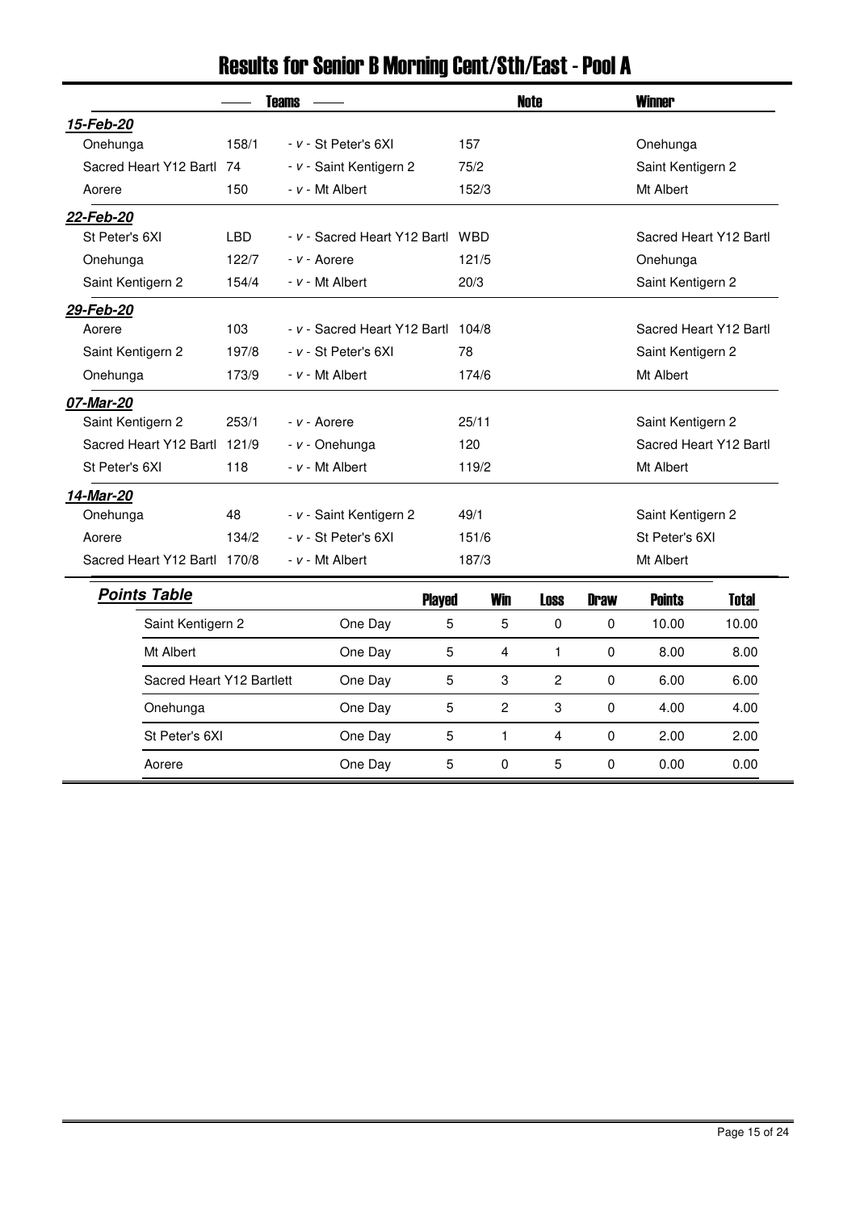# Results for Senior B Morning Cent/Sth/East - Pool A

| Teams | | | | Note | Winner |
|---|---|---|---|---|---|
| ***15-Feb-20*** | | | | | |
| Onehunga | 158/1 | - v - St Peter's 6XI | 157 | | Onehunga |
| Sacred Heart Y12 Bartl | 74 | - v - Saint Kentigern 2 | 75/2 | | Saint Kentigern 2 |
| Aorere | 150 | - v - Mt Albert | 152/3 | | Mt Albert |
| ***22-Feb-20*** | | | | | |
| St Peter's 6XI | LBD | - v - Sacred Heart Y12 Bartl | WBD | | Sacred Heart Y12 Bartl |
| Onehunga | 122/7 | - v - Aorere | 121/5 | | Onehunga |
| Saint Kentigern 2 | 154/4 | - v - Mt Albert | 20/3 | | Saint Kentigern 2 |
| ***29-Feb-20*** | | | | | |
| Aorere | 103 | - v - Sacred Heart Y12 Bartl | 104/8 | | Sacred Heart Y12 Bartl |
| Saint Kentigern 2 | 197/8 | - v - St Peter's 6XI | 78 | | Saint Kentigern 2 |
| Onehunga | 173/9 | - v - Mt Albert | 174/6 | | Mt Albert |
| ***07-Mar-20*** | | | | | |
| Saint Kentigern 2 | 253/1 | - v - Aorere | 25/11 | | Saint Kentigern 2 |
| Sacred Heart Y12 Bartl | 121/9 | - v - Onehunga | 120 | | Sacred Heart Y12 Bartl |
| St Peter's 6XI | 118 | - v - Mt Albert | 119/2 | | Mt Albert |
| ***14-Mar-20*** | | | | | |
| Onehunga | 48 | - v - Saint Kentigern 2 | 49/1 | | Saint Kentigern 2 |
| Aorere | 134/2 | - v - St Peter's 6XI | 151/6 | | St Peter's 6XI |
| Sacred Heart Y12 Bartl | 170/8 | - v - Mt Albert | 187/3 | | Mt Albert |

## Points Table

| Team | | Played | Win | Loss | Draw | Points | Total |
|---|---|---|---|---|---|---|---|
| Saint Kentigern 2 | One Day | 5 | 5 | 0 | 0 | 10.00 | 10.00 |
| Mt Albert | One Day | 5 | 4 | 1 | 0 | 8.00 | 8.00 |
| Sacred Heart Y12 Bartlett | One Day | 5 | 3 | 2 | 0 | 6.00 | 6.00 |
| Onehunga | One Day | 5 | 2 | 3 | 0 | 4.00 | 4.00 |
| St Peter's 6XI | One Day | 5 | 1 | 4 | 0 | 2.00 | 2.00 |
| Aorere | One Day | 5 | 0 | 5 | 0 | 0.00 | 0.00 |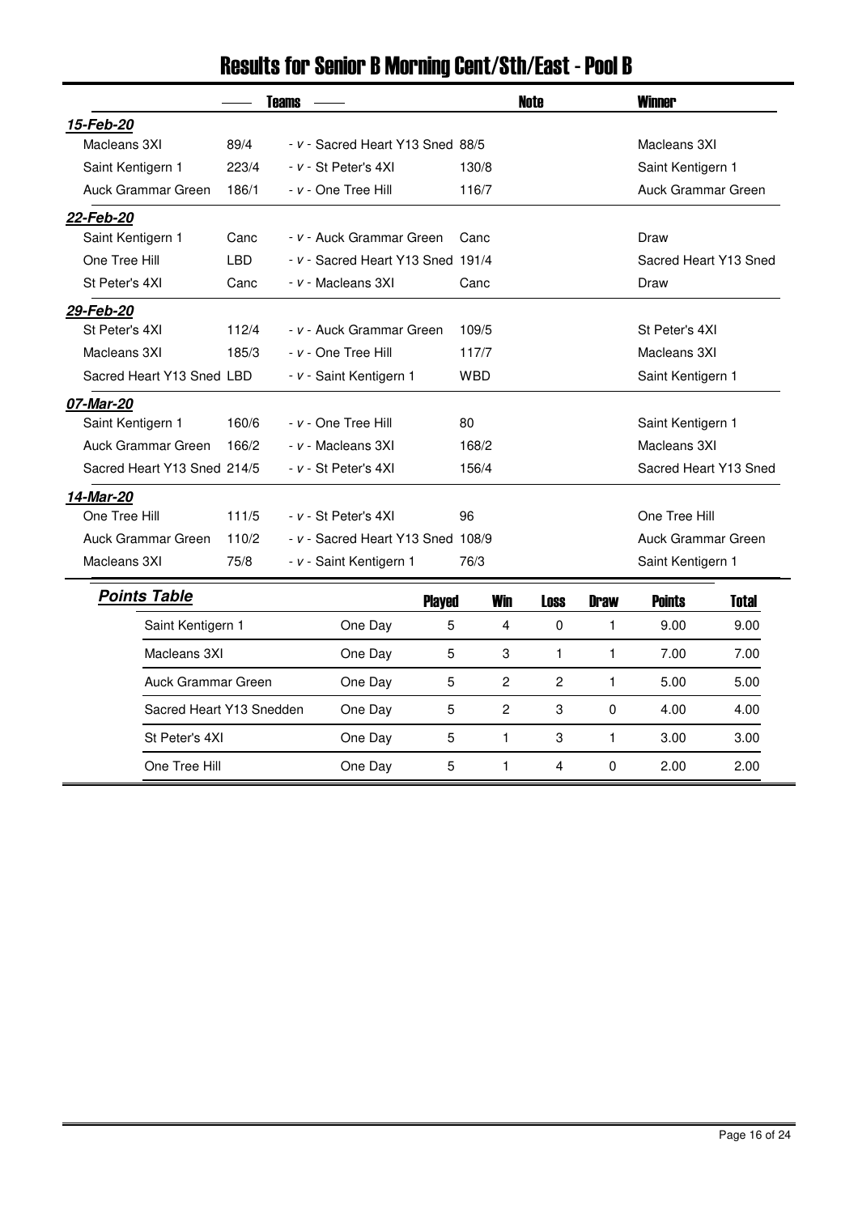# Results for Senior B Morning Cent/Sth/East - Pool B

| Teams | | | | Note | Winner |
|---|---|---|---|---|---|
| ***15-Feb-20*** | | | | | |
| Macleans 3XI | 89/4 | - v - Sacred Heart Y13 Sned | 88/5 | | Macleans 3XI |
| Saint Kentigern 1 | 223/4 | - v - St Peter's 4XI | 130/8 | | Saint Kentigern 1 |
| Auck Grammar Green | 186/1 | - v - One Tree Hill | 116/7 | | Auck Grammar Green |
| ***22-Feb-20*** | | | | | |
| Saint Kentigern 1 | Canc | - v - Auck Grammar Green | Canc | | Draw |
| One Tree Hill | LBD | - v - Sacred Heart Y13 Sned | 191/4 | | Sacred Heart Y13 Sned |
| St Peter's 4XI | Canc | - v - Macleans 3XI | Canc | | Draw |
| ***29-Feb-20*** | | | | | |
| St Peter's 4XI | 112/4 | - v - Auck Grammar Green | 109/5 | | St Peter's 4XI |
| Macleans 3XI | 185/3 | - v - One Tree Hill | 117/7 | | Macleans 3XI |
| Sacred Heart Y13 Sned | LBD | - v - Saint Kentigern 1 | WBD | | Saint Kentigern 1 |
| ***07-Mar-20*** | | | | | |
| Saint Kentigern 1 | 160/6 | - v - One Tree Hill | 80 | | Saint Kentigern 1 |
| Auck Grammar Green | 166/2 | - v - Macleans 3XI | 168/2 | | Macleans 3XI |
| Sacred Heart Y13 Sned | 214/5 | - v - St Peter's 4XI | 156/4 | | Sacred Heart Y13 Sned |
| ***14-Mar-20*** | | | | | |
| One Tree Hill | 111/5 | - v - St Peter's 4XI | 96 | | One Tree Hill |
| Auck Grammar Green | 110/2 | - v - Sacred Heart Y13 Sned | 108/9 | | Auck Grammar Green |
| Macleans 3XI | 75/8 | - v - Saint Kentigern 1 | 76/3 | | Saint Kentigern 1 |

***Points Table***

| Team | | Played | Win | Loss | Draw | Points | Total |
|---|---|---|---|---|---|---|---|
| Saint Kentigern 1 | One Day | 5 | 4 | 0 | 1 | 9.00 | 9.00 |
| Macleans 3XI | One Day | 5 | 3 | 1 | 1 | 7.00 | 7.00 |
| Auck Grammar Green | One Day | 5 | 2 | 2 | 1 | 5.00 | 5.00 |
| Sacred Heart Y13 Snedden | One Day | 5 | 2 | 3 | 0 | 4.00 | 4.00 |
| St Peter's 4XI | One Day | 5 | 1 | 3 | 1 | 3.00 | 3.00 |
| One Tree Hill | One Day | 5 | 1 | 4 | 0 | 2.00 | 2.00 |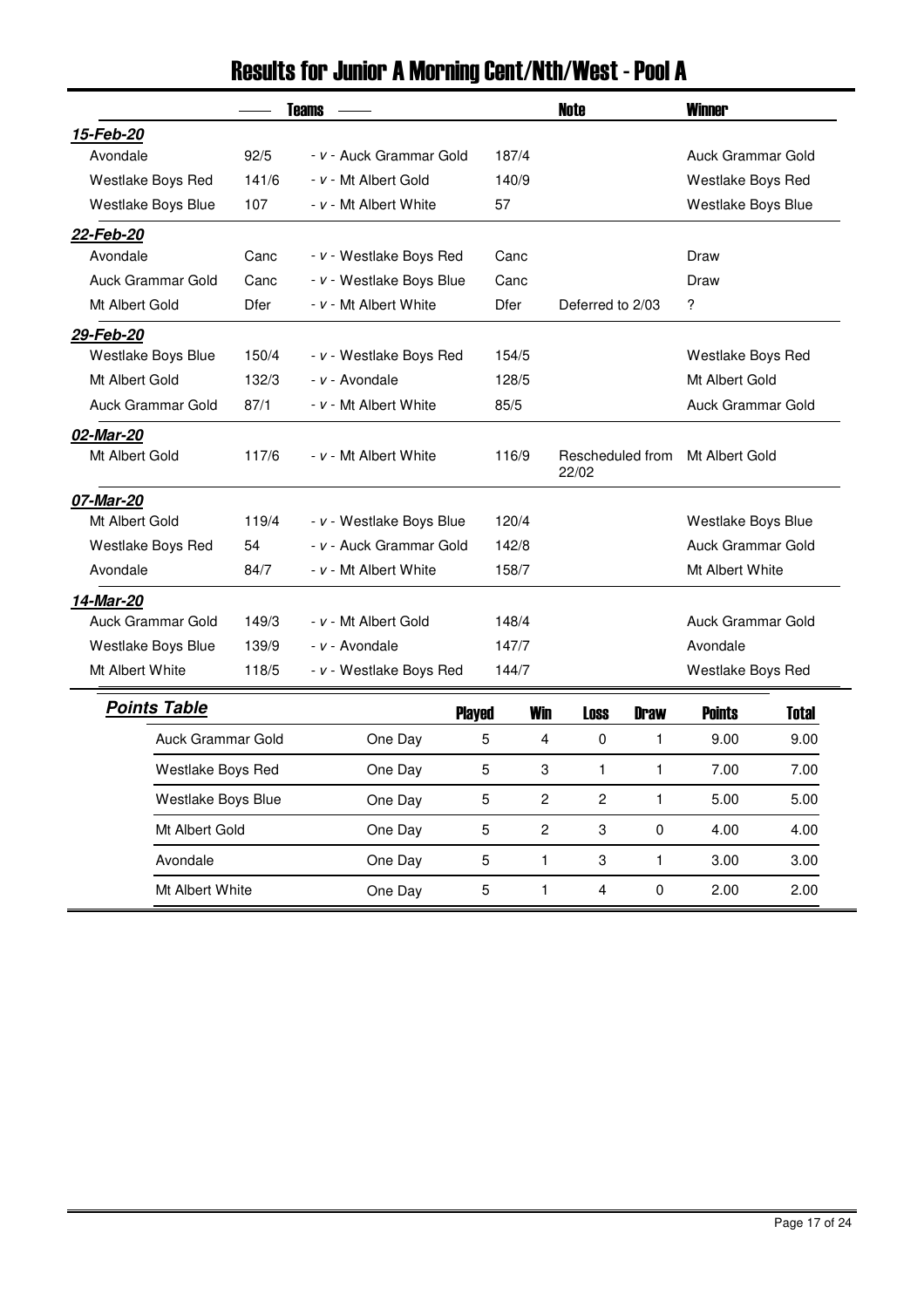# Results for Junior A Morning Cent/Nth/West - Pool A

| Teams | | | | Note | Winner |
|---|---|---|---|---|---|
| ***15-Feb-20*** | | | | | |
| Avondale | 92/5 | - v - Auck Grammar Gold | 187/4 | | Auck Grammar Gold |
| Westlake Boys Red | 141/6 | - v - Mt Albert Gold | 140/9 | | Westlake Boys Red |
| Westlake Boys Blue | 107 | - v - Mt Albert White | 57 | | Westlake Boys Blue |
| ***22-Feb-20*** | | | | | |
| Avondale | Canc | - v - Westlake Boys Red | Canc | | Draw |
| Auck Grammar Gold | Canc | - v - Westlake Boys Blue | Canc | | Draw |
| Mt Albert Gold | Dfer | - v - Mt Albert White | Dfer | Deferred to 2/03 | ? |
| ***29-Feb-20*** | | | | | |
| Westlake Boys Blue | 150/4 | - v - Westlake Boys Red | 154/5 | | Westlake Boys Red |
| Mt Albert Gold | 132/3 | - v - Avondale | 128/5 | | Mt Albert Gold |
| Auck Grammar Gold | 87/1 | - v - Mt Albert White | 85/5 | | Auck Grammar Gold |
| ***02-Mar-20*** | | | | | |
| Mt Albert Gold | 117/6 | - v - Mt Albert White | 116/9 | Rescheduled from 22/02 | Mt Albert Gold |
| ***07-Mar-20*** | | | | | |
| Mt Albert Gold | 119/4 | - v - Westlake Boys Blue | 120/4 | | Westlake Boys Blue |
| Westlake Boys Red | 54 | - v - Auck Grammar Gold | 142/8 | | Auck Grammar Gold |
| Avondale | 84/7 | - v - Mt Albert White | 158/7 | | Mt Albert White |
| ***14-Mar-20*** | | | | | |
| Auck Grammar Gold | 149/3 | - v - Mt Albert Gold | 148/4 | | Auck Grammar Gold |
| Westlake Boys Blue | 139/9 | - v - Avondale | 147/7 | | Avondale |
| Mt Albert White | 118/5 | - v - Westlake Boys Red | 144/7 | | Westlake Boys Red |

## Points Table

| Team | | Played | Win | Loss | Draw | Points | Total |
|---|---|---|---|---|---|---|---|
| Auck Grammar Gold | One Day | 5 | 4 | 0 | 1 | 9.00 | 9.00 |
| Westlake Boys Red | One Day | 5 | 3 | 1 | 1 | 7.00 | 7.00 |
| Westlake Boys Blue | One Day | 5 | 2 | 2 | 1 | 5.00 | 5.00 |
| Mt Albert Gold | One Day | 5 | 2 | 3 | 0 | 4.00 | 4.00 |
| Avondale | One Day | 5 | 1 | 3 | 1 | 3.00 | 3.00 |
| Mt Albert White | One Day | 5 | 1 | 4 | 0 | 2.00 | 2.00 |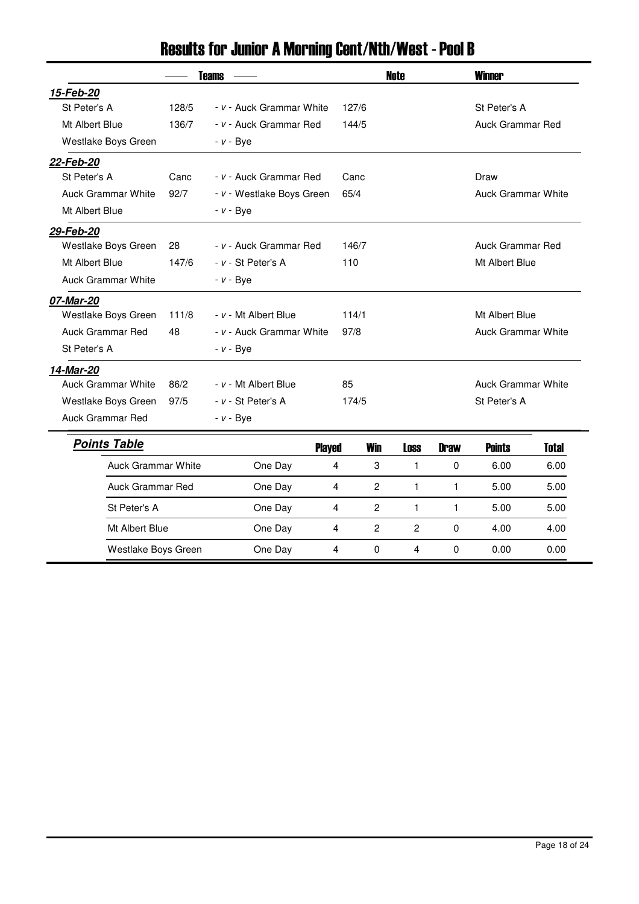# Results for Junior A Morning Cent/Nth/West - Pool B

| Teams | | | | Note | Winner |
|---|---|---|---|---|---|
| ***15-Feb-20*** | | | | | |
| St Peter's A | 128/5 | - v - Auck Grammar White | 127/6 | | St Peter's A |
| Mt Albert Blue | 136/7 | - v - Auck Grammar Red | 144/5 | | Auck Grammar Red |
| Westlake Boys Green | | - v - Bye | | | |
| ***22-Feb-20*** | | | | | |
| St Peter's A | Canc | - v - Auck Grammar Red | Canc | | Draw |
| Auck Grammar White | 92/7 | - v - Westlake Boys Green | 65/4 | | Auck Grammar White |
| Mt Albert Blue | | - v - Bye | | | |
| ***29-Feb-20*** | | | | | |
| Westlake Boys Green | 28 | - v - Auck Grammar Red | 146/7 | | Auck Grammar Red |
| Mt Albert Blue | 147/6 | - v - St Peter's A | 110 | | Mt Albert Blue |
| Auck Grammar White | | - v - Bye | | | |
| ***07-Mar-20*** | | | | | |
| Westlake Boys Green | 111/8 | - v - Mt Albert Blue | 114/1 | | Mt Albert Blue |
| Auck Grammar Red | 48 | - v - Auck Grammar White | 97/8 | | Auck Grammar White |
| St Peter's A | | - v - Bye | | | |
| ***14-Mar-20*** | | | | | |
| Auck Grammar White | 86/2 | - v - Mt Albert Blue | 85 | | Auck Grammar White |
| Westlake Boys Green | 97/5 | - v - St Peter's A | 174/5 | | St Peter's A |
| Auck Grammar Red | | - v - Bye | | | |

## Points Table

| Team | | Played | Win | Loss | Draw | Points | Total |
|---|---|---|---|---|---|---|---|
| Auck Grammar White | One Day | 4 | 3 | 1 | 0 | 6.00 | 6.00 |
| Auck Grammar Red | One Day | 4 | 2 | 1 | 1 | 5.00 | 5.00 |
| St Peter's A | One Day | 4 | 2 | 1 | 1 | 5.00 | 5.00 |
| Mt Albert Blue | One Day | 4 | 2 | 2 | 0 | 4.00 | 4.00 |
| Westlake Boys Green | One Day | 4 | 0 | 4 | 0 | 0.00 | 0.00 |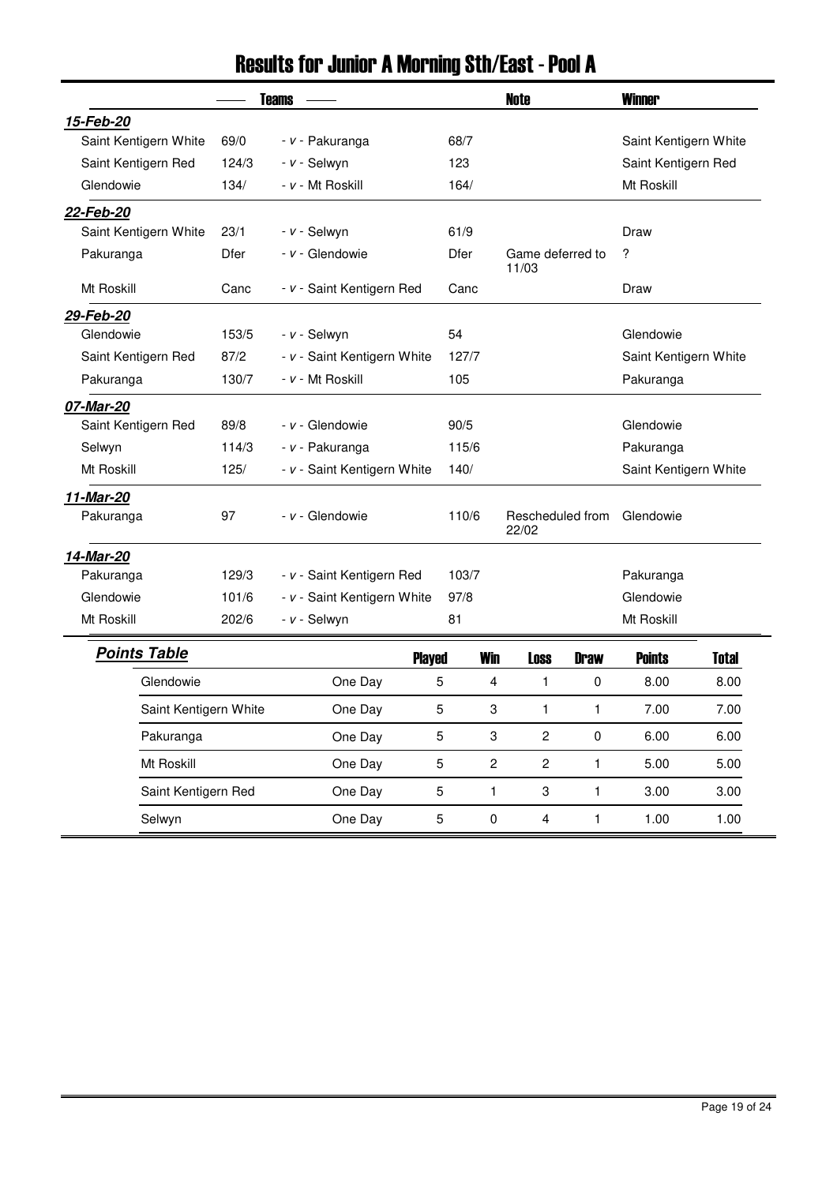# Results for Junior A Morning Sth/East - Pool A

| Teams | | | | Note | Winner |
|---|---|---|---|---|---|
| ***15-Feb-20*** | | | | | |
| Saint Kentigern White | 69/0 | - v - Pakuranga | 68/7 | | Saint Kentigern White |
| Saint Kentigern Red | 124/3 | - v - Selwyn | 123 | | Saint Kentigern Red |
| Glendowie | 134/ | - v - Mt Roskill | 164/ | | Mt Roskill |
| ***22-Feb-20*** | | | | | |
| Saint Kentigern White | 23/1 | - v - Selwyn | 61/9 | | Draw |
| Pakuranga | Dfer | - v - Glendowie | Dfer | Game deferred to 11/03 | ? |
| Mt Roskill | Canc | - v - Saint Kentigern Red | Canc | | Draw |
| ***29-Feb-20*** | | | | | |
| Glendowie | 153/5 | - v - Selwyn | 54 | | Glendowie |
| Saint Kentigern Red | 87/2 | - v - Saint Kentigern White | 127/7 | | Saint Kentigern White |
| Pakuranga | 130/7 | - v - Mt Roskill | 105 | | Pakuranga |
| ***07-Mar-20*** | | | | | |
| Saint Kentigern Red | 89/8 | - v - Glendowie | 90/5 | | Glendowie |
| Selwyn | 114/3 | - v - Pakuranga | 115/6 | | Pakuranga |
| Mt Roskill | 125/ | - v - Saint Kentigern White | 140/ | | Saint Kentigern White |
| ***11-Mar-20*** | | | | | |
| Pakuranga | 97 | - v - Glendowie | 110/6 | Rescheduled from 22/02 | Glendowie |
| ***14-Mar-20*** | | | | | |
| Pakuranga | 129/3 | - v - Saint Kentigern Red | 103/7 | | Pakuranga |
| Glendowie | 101/6 | - v - Saint Kentigern White | 97/8 | | Glendowie |
| Mt Roskill | 202/6 | - v - Selwyn | 81 | | Mt Roskill |

## *Points Table*

| Team | | Played | Win | Loss | Draw | Points | Total |
|---|---|---|---|---|---|---|---|
| Glendowie | One Day | 5 | 4 | 1 | 0 | 8.00 | 8.00 |
| Saint Kentigern White | One Day | 5 | 3 | 1 | 1 | 7.00 | 7.00 |
| Pakuranga | One Day | 5 | 3 | 2 | 0 | 6.00 | 6.00 |
| Mt Roskill | One Day | 5 | 2 | 2 | 1 | 5.00 | 5.00 |
| Saint Kentigern Red | One Day | 5 | 1 | 3 | 1 | 3.00 | 3.00 |
| Selwyn | One Day | 5 | 0 | 4 | 1 | 1.00 | 1.00 |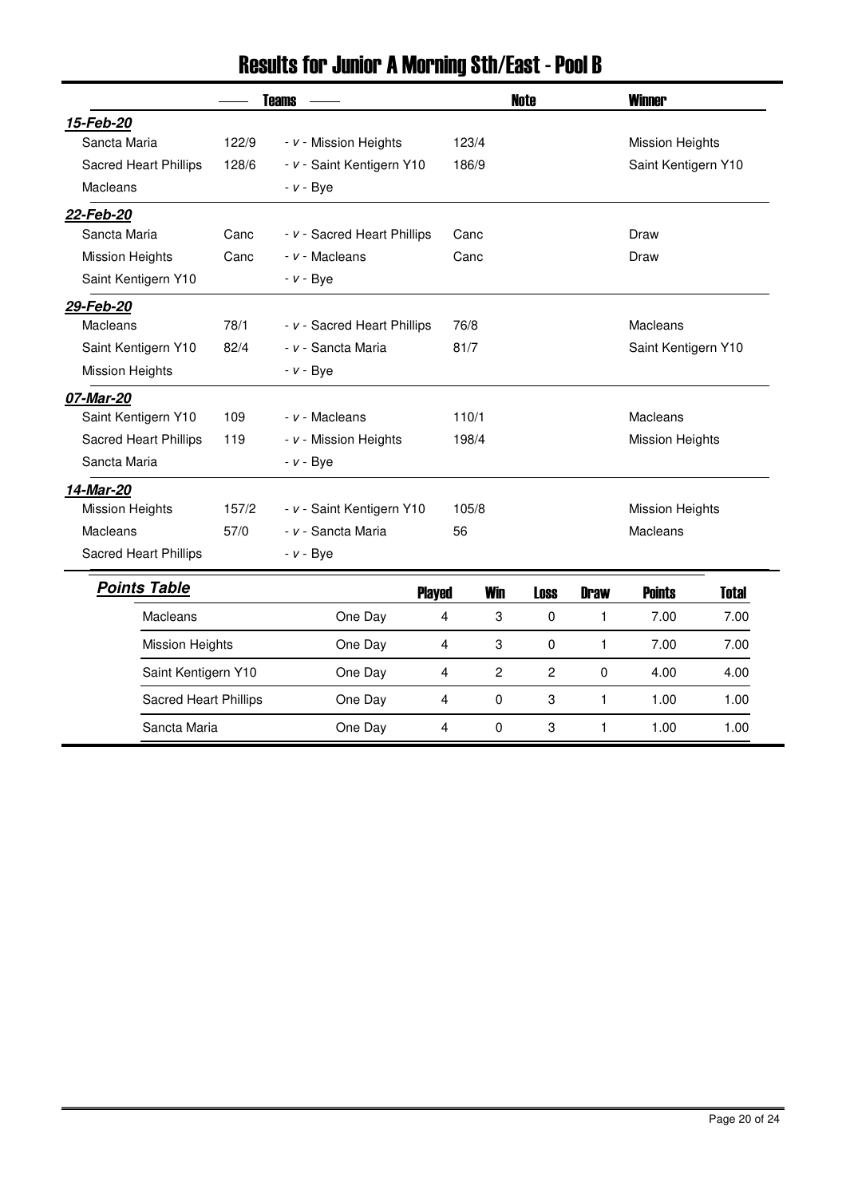# Results for Junior A Morning Sth/East - Pool B

| Teams | | | | Note | Winner |
|---|---|---|---|---|---|
| ***15-Feb-20*** | | | | | |
| Sancta Maria | 122/9 | - v - Mission Heights | 123/4 | | Mission Heights |
| Sacred Heart Phillips | 128/6 | - v - Saint Kentigern Y10 | 186/9 | | Saint Kentigern Y10 |
| Macleans | | - v - Bye | | | |
| ***22-Feb-20*** | | | | | |
| Sancta Maria | Canc | - v - Sacred Heart Phillips | Canc | | Draw |
| Mission Heights | Canc | - v - Macleans | Canc | | Draw |
| Saint Kentigern Y10 | | - v - Bye | | | |
| ***29-Feb-20*** | | | | | |
| Macleans | 78/1 | - v - Sacred Heart Phillips | 76/8 | | Macleans |
| Saint Kentigern Y10 | 82/4 | - v - Sancta Maria | 81/7 | | Saint Kentigern Y10 |
| Mission Heights | | - v - Bye | | | |
| ***07-Mar-20*** | | | | | |
| Saint Kentigern Y10 | 109 | - v - Macleans | 110/1 | | Macleans |
| Sacred Heart Phillips | 119 | - v - Mission Heights | 198/4 | | Mission Heights |
| Sancta Maria | | - v - Bye | | | |
| ***14-Mar-20*** | | | | | |
| Mission Heights | 157/2 | - v - Saint Kentigern Y10 | 105/8 | | Mission Heights |
| Macleans | 57/0 | - v - Sancta Maria | 56 | | Macleans |
| Sacred Heart Phillips | | - v - Bye | | | |

## ***Points Table***

| Team | | Played | Win | Loss | Draw | Points | Total |
|---|---|---|---|---|---|---|---|
| Macleans | One Day | 4 | 3 | 0 | 1 | 7.00 | 7.00 |
| Mission Heights | One Day | 4 | 3 | 0 | 1 | 7.00 | 7.00 |
| Saint Kentigern Y10 | One Day | 4 | 2 | 2 | 0 | 4.00 | 4.00 |
| Sacred Heart Phillips | One Day | 4 | 0 | 3 | 1 | 1.00 | 1.00 |
| Sancta Maria | One Day | 4 | 0 | 3 | 1 | 1.00 | 1.00 |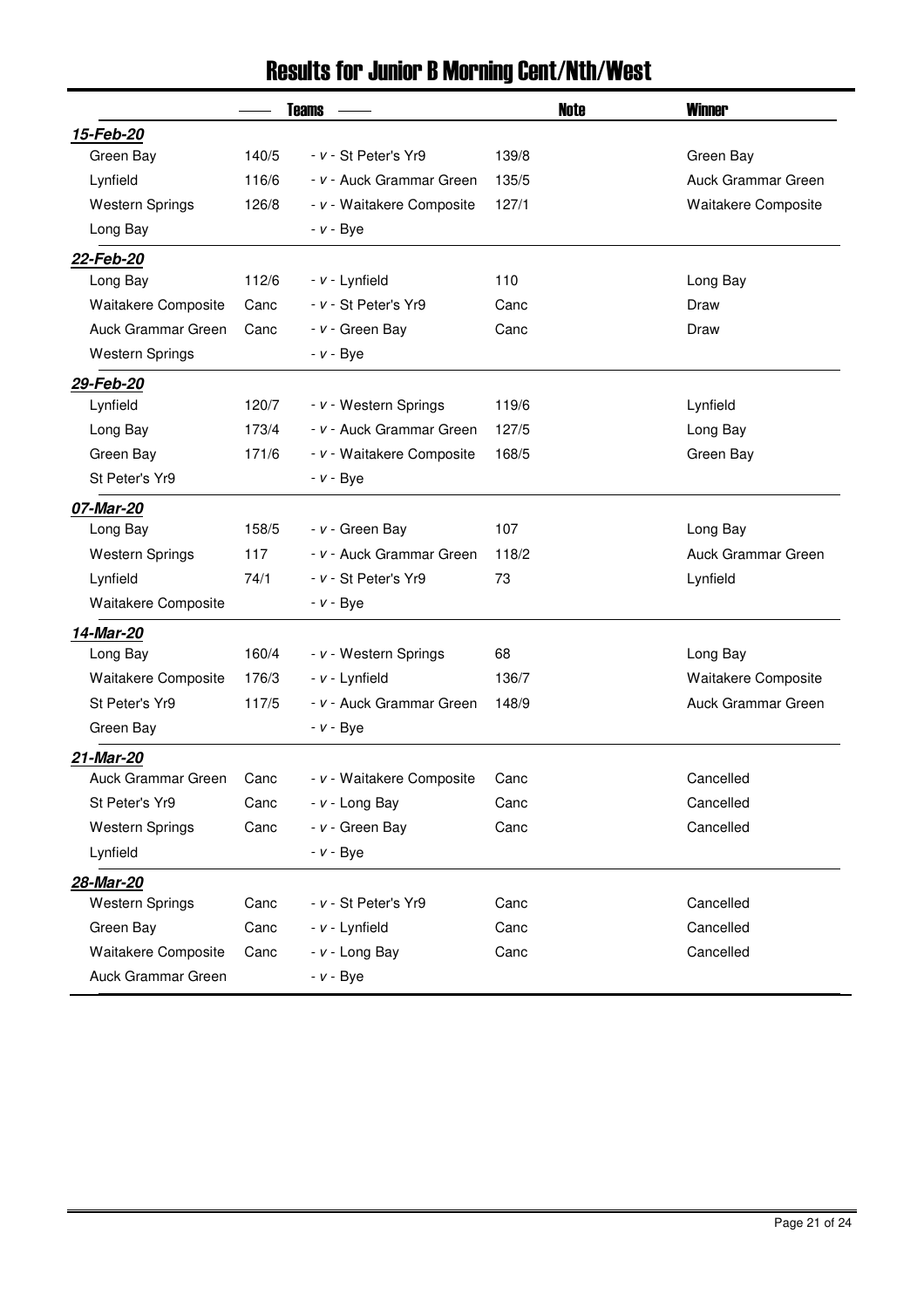# Results for Junior B Morning Cent/Nth/West

| | Teams | | | | Note | Winner |
|---|---|---|---|---|---|---|
| ***15-Feb-20*** | | | | | | |
| Green Bay | 140/5 | - *v* - | St Peter's Yr9 | 139/8 | | Green Bay |
| Lynfield | 116/6 | - *v* - | Auck Grammar Green | 135/5 | | Auck Grammar Green |
| Western Springs | 126/8 | - *v* - | Waitakere Composite | 127/1 | | Waitakere Composite |
| Long Bay | | - *v* - | Bye | | | |
| ***22-Feb-20*** | | | | | | |
| Long Bay | 112/6 | - *v* - | Lynfield | 110 | | Long Bay |
| Waitakere Composite | Canc | - *v* - | St Peter's Yr9 | Canc | | Draw |
| Auck Grammar Green | Canc | - *v* - | Green Bay | Canc | | Draw |
| Western Springs | | - *v* - | Bye | | | |
| ***29-Feb-20*** | | | | | | |
| Lynfield | 120/7 | - *v* - | Western Springs | 119/6 | | Lynfield |
| Long Bay | 173/4 | - *v* - | Auck Grammar Green | 127/5 | | Long Bay |
| Green Bay | 171/6 | - *v* - | Waitakere Composite | 168/5 | | Green Bay |
| St Peter's Yr9 | | - *v* - | Bye | | | |
| ***07-Mar-20*** | | | | | | |
| Long Bay | 158/5 | - *v* - | Green Bay | 107 | | Long Bay |
| Western Springs | 117 | - *v* - | Auck Grammar Green | 118/2 | | Auck Grammar Green |
| Lynfield | 74/1 | - *v* - | St Peter's Yr9 | 73 | | Lynfield |
| Waitakere Composite | | - *v* - | Bye | | | |
| ***14-Mar-20*** | | | | | | |
| Long Bay | 160/4 | - *v* - | Western Springs | 68 | | Long Bay |
| Waitakere Composite | 176/3 | - *v* - | Lynfield | 136/7 | | Waitakere Composite |
| St Peter's Yr9 | 117/5 | - *v* - | Auck Grammar Green | 148/9 | | Auck Grammar Green |
| Green Bay | | - *v* - | Bye | | | |
| ***21-Mar-20*** | | | | | | |
| Auck Grammar Green | Canc | - *v* - | Waitakere Composite | Canc | | Cancelled |
| St Peter's Yr9 | Canc | - *v* - | Long Bay | Canc | | Cancelled |
| Western Springs | Canc | - *v* - | Green Bay | Canc | | Cancelled |
| Lynfield | | - *v* - | Bye | | | |
| ***28-Mar-20*** | | | | | | |
| Western Springs | Canc | - *v* - | St Peter's Yr9 | Canc | | Cancelled |
| Green Bay | Canc | - *v* - | Lynfield | Canc | | Cancelled |
| Waitakere Composite | Canc | - *v* - | Long Bay | Canc | | Cancelled |
| Auck Grammar Green | | - *v* - | Bye | | | |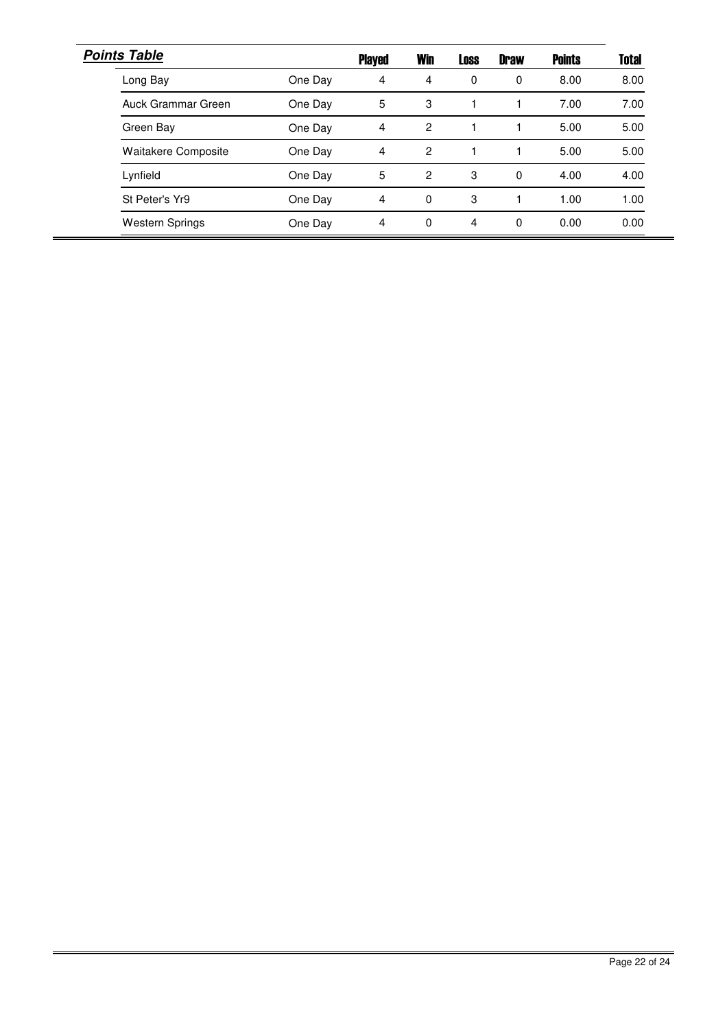## *Points Table*

| | | Played | Win | Loss | Draw | Points | Total |
|---|---|---|---|---|---|---|---|
| Long Bay | One Day | 4 | 4 | 0 | 0 | 8.00 | 8.00 |
| Auck Grammar Green | One Day | 5 | 3 | 1 | 1 | 7.00 | 7.00 |
| Green Bay | One Day | 4 | 2 | 1 | 1 | 5.00 | 5.00 |
| Waitakere Composite | One Day | 4 | 2 | 1 | 1 | 5.00 | 5.00 |
| Lynfield | One Day | 5 | 2 | 3 | 0 | 4.00 | 4.00 |
| St Peter's Yr9 | One Day | 4 | 0 | 3 | 1 | 1.00 | 1.00 |
| Western Springs | One Day | 4 | 0 | 4 | 0 | 0.00 | 0.00 |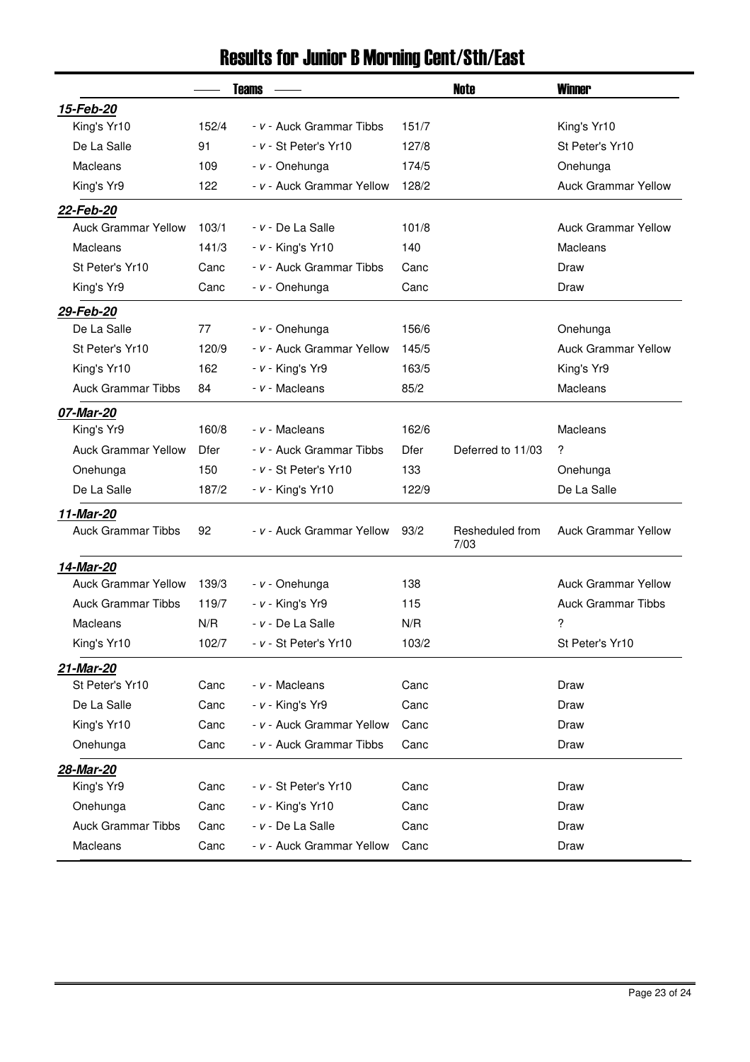# Results for Junior B Morning Cent/Sth/East

| Teams | | | | Note | Winner |
|---|---|---|---|---|---|
| ***15-Feb-20*** | | | | | |
| King's Yr10 | 152/4 | - *v* - Auck Grammar Tibbs | 151/7 | | King's Yr10 |
| De La Salle | 91 | - *v* - St Peter's Yr10 | 127/8 | | St Peter's Yr10 |
| Macleans | 109 | - *v* - Onehunga | 174/5 | | Onehunga |
| King's Yr9 | 122 | - *v* - Auck Grammar Yellow | 128/2 | | Auck Grammar Yellow |
| ***22-Feb-20*** | | | | | |
| Auck Grammar Yellow | 103/1 | - *v* - De La Salle | 101/8 | | Auck Grammar Yellow |
| Macleans | 141/3 | - *v* - King's Yr10 | 140 | | Macleans |
| St Peter's Yr10 | Canc | - *v* - Auck Grammar Tibbs | Canc | | Draw |
| King's Yr9 | Canc | - *v* - Onehunga | Canc | | Draw |
| ***29-Feb-20*** | | | | | |
| De La Salle | 77 | - *v* - Onehunga | 156/6 | | Onehunga |
| St Peter's Yr10 | 120/9 | - *v* - Auck Grammar Yellow | 145/5 | | Auck Grammar Yellow |
| King's Yr10 | 162 | - *v* - King's Yr9 | 163/5 | | King's Yr9 |
| Auck Grammar Tibbs | 84 | - *v* - Macleans | 85/2 | | Macleans |
| ***07-Mar-20*** | | | | | |
| King's Yr9 | 160/8 | - *v* - Macleans | 162/6 | | Macleans |
| Auck Grammar Yellow | Dfer | - *v* - Auck Grammar Tibbs | Dfer | Deferred to 11/03 | ? |
| Onehunga | 150 | - *v* - St Peter's Yr10 | 133 | | Onehunga |
| De La Salle | 187/2 | - *v* - King's Yr10 | 122/9 | | De La Salle |
| ***11-Mar-20*** | | | | | |
| Auck Grammar Tibbs | 92 | - *v* - Auck Grammar Yellow | 93/2 | Resheduled from 7/03 | Auck Grammar Yellow |
| ***14-Mar-20*** | | | | | |
| Auck Grammar Yellow | 139/3 | - *v* - Onehunga | 138 | | Auck Grammar Yellow |
| Auck Grammar Tibbs | 119/7 | - *v* - King's Yr9 | 115 | | Auck Grammar Tibbs |
| Macleans | N/R | - *v* - De La Salle | N/R | | ? |
| King's Yr10 | 102/7 | - *v* - St Peter's Yr10 | 103/2 | | St Peter's Yr10 |
| ***21-Mar-20*** | | | | | |
| St Peter's Yr10 | Canc | - *v* - Macleans | Canc | | Draw |
| De La Salle | Canc | - *v* - King's Yr9 | Canc | | Draw |
| King's Yr10 | Canc | - *v* - Auck Grammar Yellow | Canc | | Draw |
| Onehunga | Canc | - *v* - Auck Grammar Tibbs | Canc | | Draw |
| ***28-Mar-20*** | | | | | |
| King's Yr9 | Canc | - *v* - St Peter's Yr10 | Canc | | Draw |
| Onehunga | Canc | - *v* - King's Yr10 | Canc | | Draw |
| Auck Grammar Tibbs | Canc | - *v* - De La Salle | Canc | | Draw |
| Macleans | Canc | - *v* - Auck Grammar Yellow | Canc | | Draw |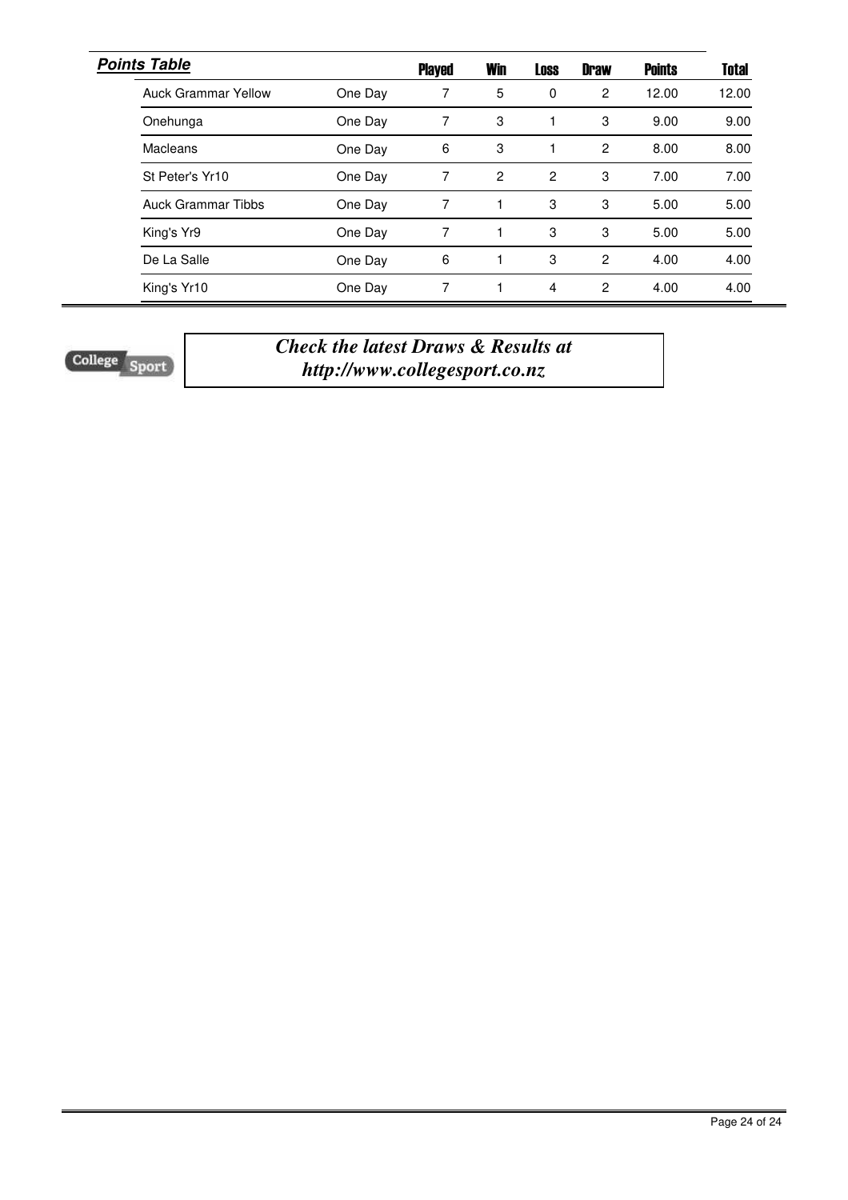### Points Table

| | | Played | Win | Loss | Draw | Points | Total |
|---|---|---|---|---|---|---|---|
| Auck Grammar Yellow | One Day | 7 | 5 | 0 | 2 | 12.00 | 12.00 |
| Onehunga | One Day | 7 | 3 | 1 | 3 | 9.00 | 9.00 |
| Macleans | One Day | 6 | 3 | 1 | 2 | 8.00 | 8.00 |
| St Peter's Yr10 | One Day | 7 | 2 | 2 | 3 | 7.00 | 7.00 |
| Auck Grammar Tibbs | One Day | 7 | 1 | 3 | 3 | 5.00 | 5.00 |
| King's Yr9 | One Day | 7 | 1 | 3 | 3 | 5.00 | 5.00 |
| De La Salle | One Day | 6 | 1 | 3 | 2 | 4.00 | 4.00 |
| King's Yr10 | One Day | 7 | 1 | 4 | 2 | 4.00 | 4.00 |

College Sport

***Check the latest Draws & Results at***
***http://www.collegesport.co.nz***